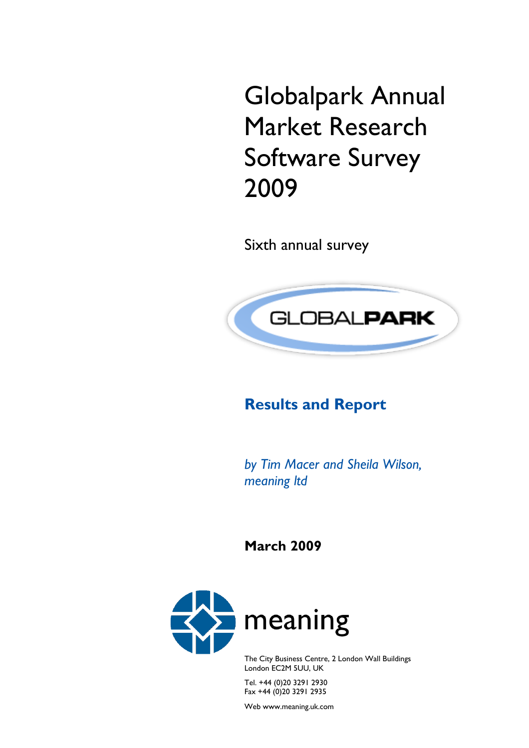# Globalpark Annual Market Research Software Survey 2009

Sixth annual survey

GLOBALPARK

## Results and Report

*by Tim Macer and Sheila Wilson, meaning ltd*

**March 2009**

meaning

The City Business Centre, 2 London Wall Buildings
London EC2M 5UU, UK

Tel. +44 (0)20 3291 2930
Fax +44 (0)20 3291 2935

Web www.meaning.uk.com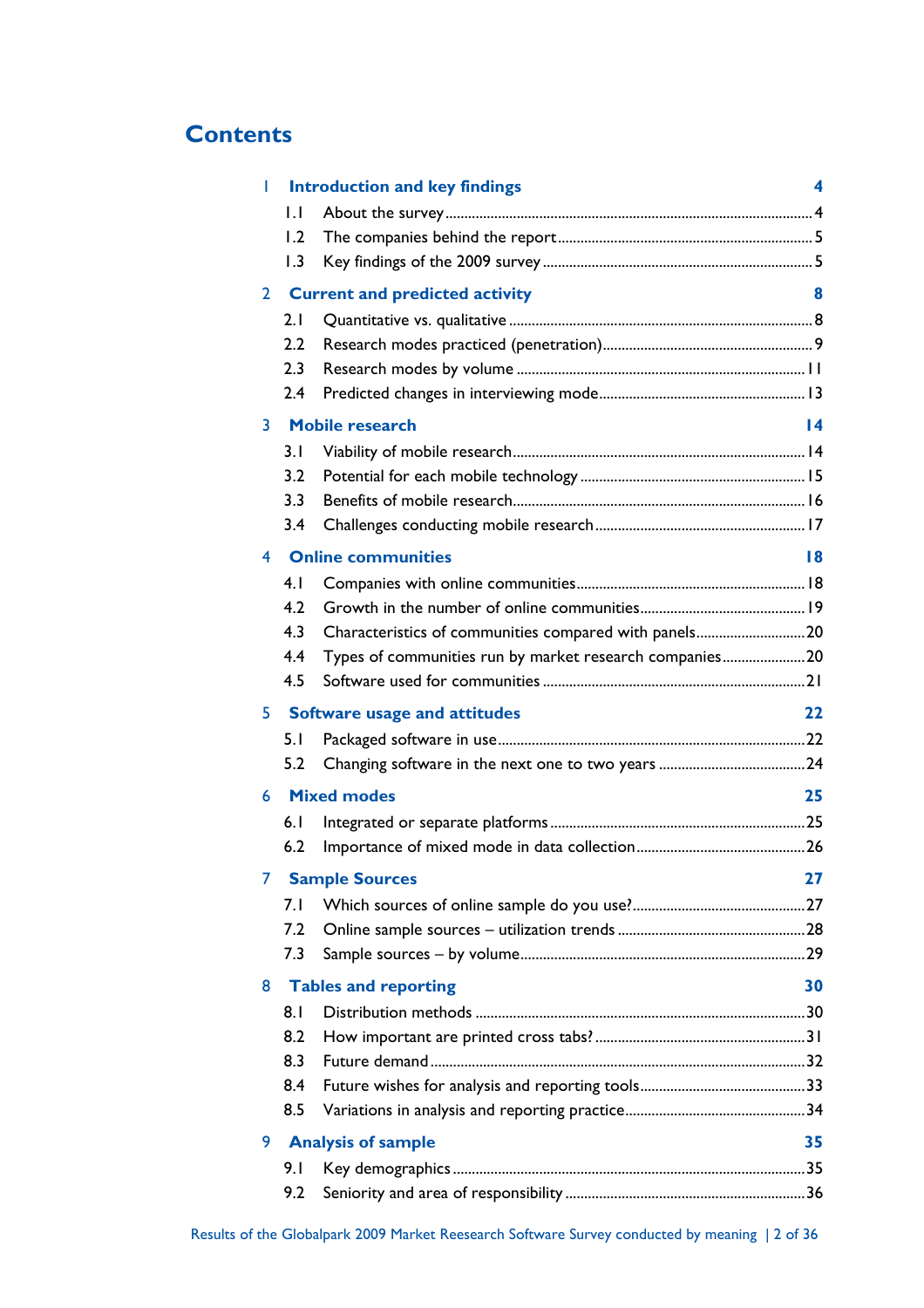# Contents

| | | |
|---|---|---|
| **1** | **Introduction and key findings** | **4** |
| 1.1 | About the survey | 4 |
| 1.2 | The companies behind the report | 5 |
| 1.3 | Key findings of the 2009 survey | 5 |
| **2** | **Current and predicted activity** | **8** |
| 2.1 | Quantitative vs. qualitative | 8 |
| 2.2 | Research modes practiced (penetration) | 9 |
| 2.3 | Research modes by volume | 11 |
| 2.4 | Predicted changes in interviewing mode | 13 |
| **3** | **Mobile research** | **14** |
| 3.1 | Viability of mobile research | 14 |
| 3.2 | Potential for each mobile technology | 15 |
| 3.3 | Benefits of mobile research | 16 |
| 3.4 | Challenges conducting mobile research | 17 |
| **4** | **Online communities** | **18** |
| 4.1 | Companies with online communities | 18 |
| 4.2 | Growth in the number of online communities | 19 |
| 4.3 | Characteristics of communities compared with panels | 20 |
| 4.4 | Types of communities run by market research companies | 20 |
| 4.5 | Software used for communities | 21 |
| **5** | **Software usage and attitudes** | **22** |
| 5.1 | Packaged software in use | 22 |
| 5.2 | Changing software in the next one to two years | 24 |
| **6** | **Mixed modes** | **25** |
| 6.1 | Integrated or separate platforms | 25 |
| 6.2 | Importance of mixed mode in data collection | 26 |
| **7** | **Sample Sources** | **27** |
| 7.1 | Which sources of online sample do you use? | 27 |
| 7.2 | Online sample sources – utilization trends | 28 |
| 7.3 | Sample sources – by volume | 29 |
| **8** | **Tables and reporting** | **30** |
| 8.1 | Distribution methods | 30 |
| 8.2 | How important are printed cross tabs? | 31 |
| 8.3 | Future demand | 32 |
| 8.4 | Future wishes for analysis and reporting tools | 33 |
| 8.5 | Variations in analysis and reporting practice | 34 |
| **9** | **Analysis of sample** | **35** |
| 9.1 | Key demographics | 35 |
| 9.2 | Seniority and area of responsibility | 36 |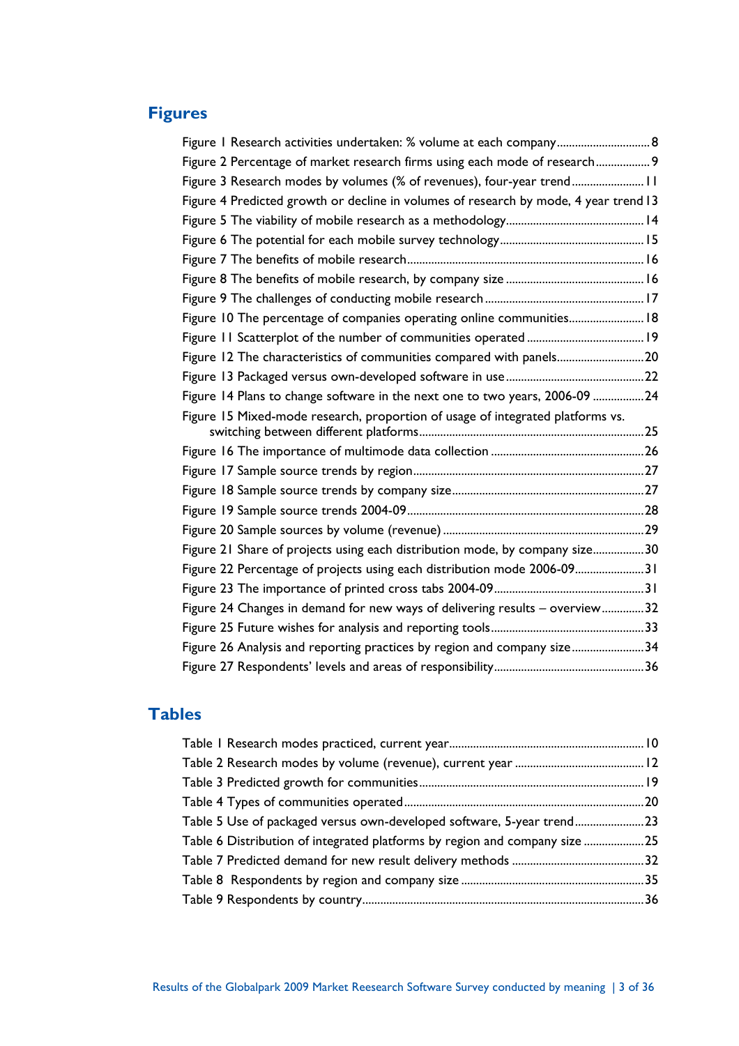## Figures

Figure 1 Research activities undertaken: % volume at each company .............................. 8
Figure 2 Percentage of market research firms using each mode of research .................. 9
Figure 3 Research modes by volumes (% of revenues), four-year trend ........................ 11
Figure 4 Predicted growth or decline in volumes of research by mode, 4 year trend 13
Figure 5 The viability of mobile research as a methodology ............................................ 14
Figure 6 The potential for each mobile survey technology ............................................... 15
Figure 7 The benefits of mobile research ............................................................................. 16
Figure 8 The benefits of mobile research, by company size ............................................. 16
Figure 9 The challenges of conducting mobile research .................................................... 17
Figure 10 The percentage of companies operating online communities ......................... 18
Figure 11 Scatterplot of the number of communities operated ....................................... 19
Figure 12 The characteristics of communities compared with panels ............................ 20
Figure 13 Packaged versus own-developed software in use ............................................. 22
Figure 14 Plans to change software in the next one to two years, 2006-09 ................. 24
Figure 15 Mixed-mode research, proportion of usage of integrated platforms vs. switching between different platforms .......................................................................... 25
Figure 16 The importance of multimode data collection .................................................. 26
Figure 17 Sample source trends by region ........................................................................... 27
Figure 18 Sample source trends by company size ............................................................... 27
Figure 19 Sample source trends 2004-09 .............................................................................. 28
Figure 20 Sample sources by volume (revenue) .................................................................. 29
Figure 21 Share of projects using each distribution mode, by company size ................. 30
Figure 22 Percentage of projects using each distribution mode 2006-09 ....................... 31
Figure 23 The importance of printed cross tabs 2004-09 ................................................. 31
Figure 24 Changes in demand for new ways of delivering results – overview ............. 32
Figure 25 Future wishes for analysis and reporting tools .................................................. 33
Figure 26 Analysis and reporting practices by region and company size ........................ 34
Figure 27 Respondents' levels and areas of responsibility ................................................. 36

## Tables

Table 1 Research modes practiced, current year ................................................................ 10
Table 2 Research modes by volume (revenue), current year .......................................... 12
Table 3 Predicted growth for communities .......................................................................... 19
Table 4 Types of communities operated ............................................................................... 20
Table 5 Use of packaged versus own-developed software, 5-year trend ....................... 23
Table 6 Distribution of integrated platforms by region and company size .................... 25
Table 7 Predicted demand for new result delivery methods ........................................... 32
Table 8 Respondents by region and company size ............................................................ 35
Table 9 Respondents by country ............................................................................................ 36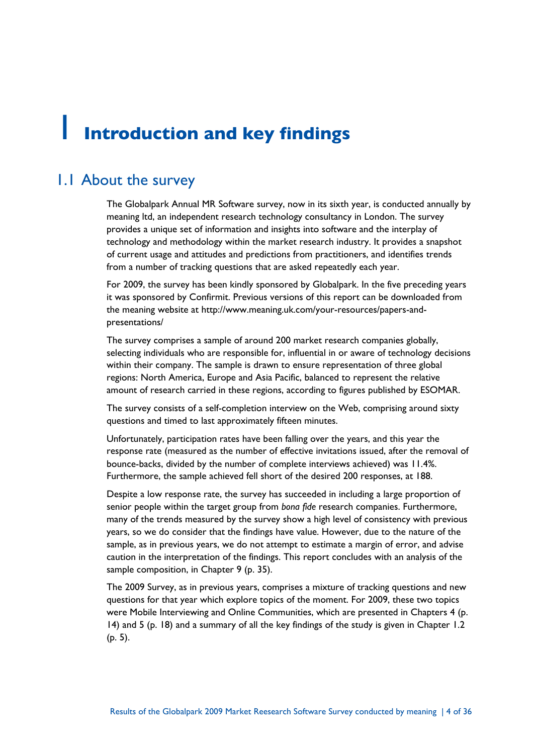# 1 Introduction and key findings

## 1.1 About the survey

The Globalpark Annual MR Software survey, now in its sixth year, is conducted annually by meaning ltd, an independent research technology consultancy in London. The survey provides a unique set of information and insights into software and the interplay of technology and methodology within the market research industry. It provides a snapshot of current usage and attitudes and predictions from practitioners, and identifies trends from a number of tracking questions that are asked repeatedly each year.

For 2009, the survey has been kindly sponsored by Globalpark. In the five preceding years it was sponsored by Confirmit. Previous versions of this report can be downloaded from the meaning website at http://www.meaning.uk.com/your-resources/papers-and-presentations/

The survey comprises a sample of around 200 market research companies globally, selecting individuals who are responsible for, influential in or aware of technology decisions within their company. The sample is drawn to ensure representation of three global regions: North America, Europe and Asia Pacific, balanced to represent the relative amount of research carried in these regions, according to figures published by ESOMAR.

The survey consists of a self-completion interview on the Web, comprising around sixty questions and timed to last approximately fifteen minutes.

Unfortunately, participation rates have been falling over the years, and this year the response rate (measured as the number of effective invitations issued, after the removal of bounce-backs, divided by the number of complete interviews achieved) was 11.4%. Furthermore, the sample achieved fell short of the desired 200 responses, at 188.

Despite a low response rate, the survey has succeeded in including a large proportion of senior people within the target group from *bona fide* research companies. Furthermore, many of the trends measured by the survey show a high level of consistency with previous years, so we do consider that the findings have value. However, due to the nature of the sample, as in previous years, we do not attempt to estimate a margin of error, and advise caution in the interpretation of the findings. This report concludes with an analysis of the sample composition, in Chapter 9 (p. 35).

The 2009 Survey, as in previous years, comprises a mixture of tracking questions and new questions for that year which explore topics of the moment. For 2009, these two topics were Mobile Interviewing and Online Communities, which are presented in Chapters 4 (p. 14) and 5 (p. 18) and a summary of all the key findings of the study is given in Chapter 1.2 (p. 5).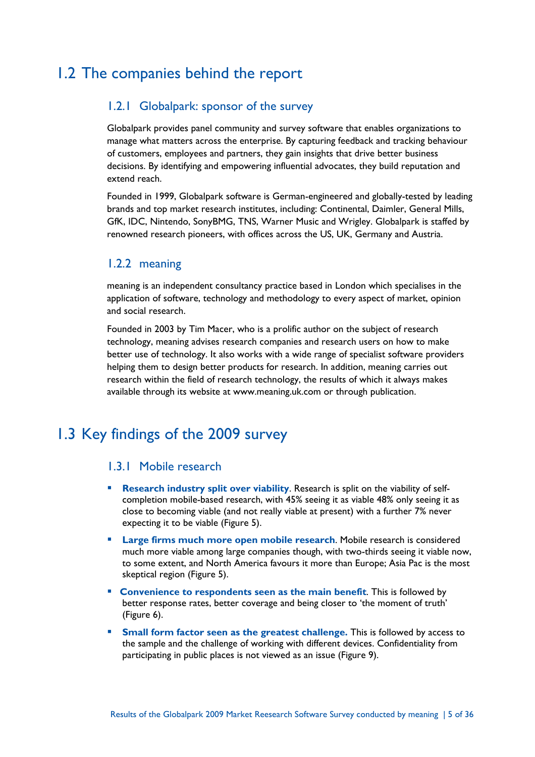## 1.2 The companies behind the report

### 1.2.1 Globalpark: sponsor of the survey

Globalpark provides panel community and survey software that enables organizations to manage what matters across the enterprise. By capturing feedback and tracking behaviour of customers, employees and partners, they gain insights that drive better business decisions. By identifying and empowering influential advocates, they build reputation and extend reach.

Founded in 1999, Globalpark software is German-engineered and globally-tested by leading brands and top market research institutes, including: Continental, Daimler, General Mills, GfK, IDC, Nintendo, SonyBMG, TNS, Warner Music and Wrigley. Globalpark is staffed by renowned research pioneers, with offices across the US, UK, Germany and Austria.

### 1.2.2 meaning

meaning is an independent consultancy practice based in London which specialises in the application of software, technology and methodology to every aspect of market, opinion and social research.

Founded in 2003 by Tim Macer, who is a prolific author on the subject of research technology, meaning advises research companies and research users on how to make better use of technology. It also works with a wide range of specialist software providers helping them to design better products for research. In addition, meaning carries out research within the field of research technology, the results of which it always makes available through its website at www.meaning.uk.com or through publication.

## 1.3 Key findings of the 2009 survey

### 1.3.1 Mobile research

- **Research industry split over viability**. Research is split on the viability of self-completion mobile-based research, with 45% seeing it as viable 48% only seeing it as close to becoming viable (and not really viable at present) with a further 7% never expecting it to be viable (Figure 5).
- **Large firms much more open mobile research**. Mobile research is considered much more viable among large companies though, with two-thirds seeing it viable now, to some extent, and North America favours it more than Europe; Asia Pac is the most skeptical region (Figure 5).
- **Convenience to respondents seen as the main benefit**. This is followed by better response rates, better coverage and being closer to 'the moment of truth' (Figure 6).
- **Small form factor seen as the greatest challenge.** This is followed by access to the sample and the challenge of working with different devices. Confidentiality from participating in public places is not viewed as an issue (Figure 9).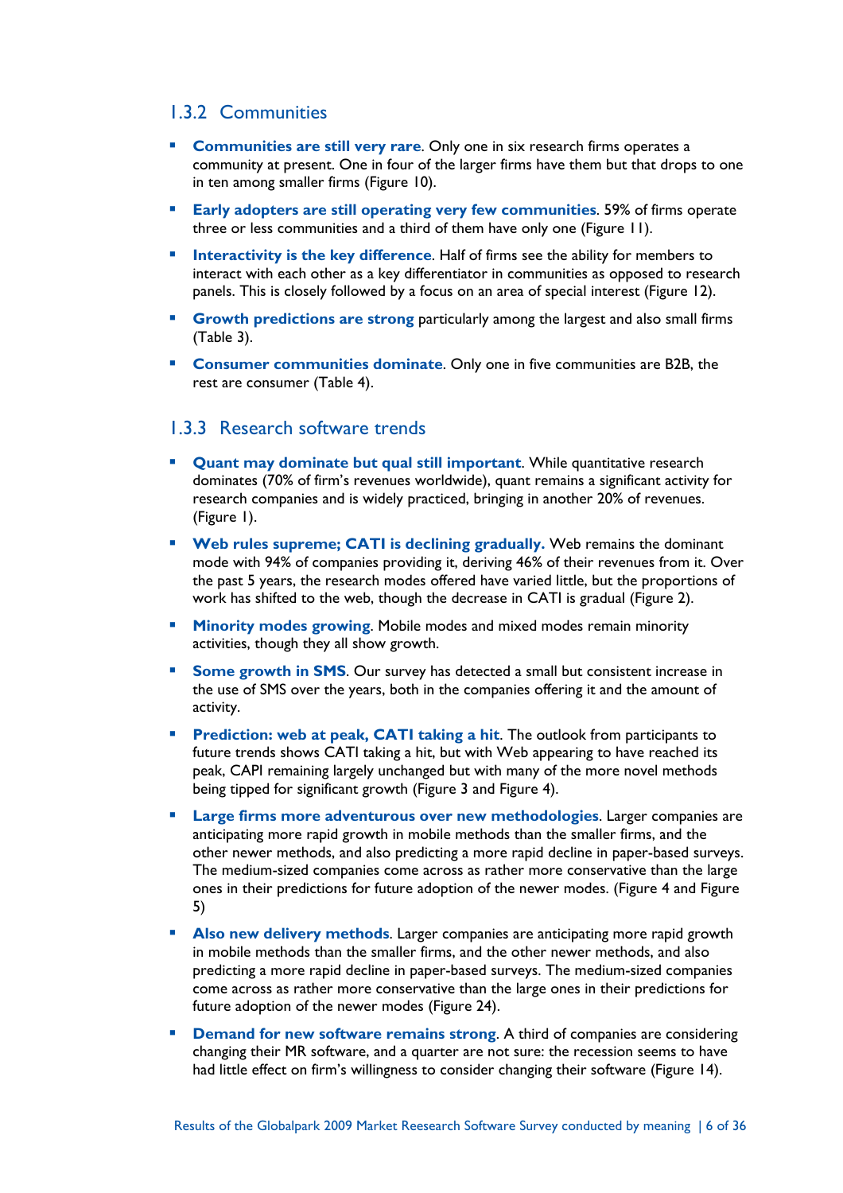### 1.3.2 Communities

- **Communities are still very rare**. Only one in six research firms operates a community at present. One in four of the larger firms have them but that drops to one in ten among smaller firms (Figure 10).
- **Early adopters are still operating very few communities**. 59% of firms operate three or less communities and a third of them have only one (Figure 11).
- **Interactivity is the key difference**. Half of firms see the ability for members to interact with each other as a key differentiator in communities as opposed to research panels. This is closely followed by a focus on an area of special interest (Figure 12).
- **Growth predictions are strong** particularly among the largest and also small firms (Table 3).
- **Consumer communities dominate**. Only one in five communities are B2B, the rest are consumer (Table 4).

### 1.3.3 Research software trends

- **Quant may dominate but qual still important**. While quantitative research dominates (70% of firm's revenues worldwide), quant remains a significant activity for research companies and is widely practiced, bringing in another 20% of revenues. (Figure 1).
- **Web rules supreme; CATI is declining gradually.** Web remains the dominant mode with 94% of companies providing it, deriving 46% of their revenues from it. Over the past 5 years, the research modes offered have varied little, but the proportions of work has shifted to the web, though the decrease in CATI is gradual (Figure 2).
- **Minority modes growing**. Mobile modes and mixed modes remain minority activities, though they all show growth.
- **Some growth in SMS**. Our survey has detected a small but consistent increase in the use of SMS over the years, both in the companies offering it and the amount of activity.
- **Prediction: web at peak, CATI taking a hit**. The outlook from participants to future trends shows CATI taking a hit, but with Web appearing to have reached its peak, CAPI remaining largely unchanged but with many of the more novel methods being tipped for significant growth (Figure 3 and Figure 4).
- **Large firms more adventurous over new methodologies**. Larger companies are anticipating more rapid growth in mobile methods than the smaller firms, and the other newer methods, and also predicting a more rapid decline in paper-based surveys. The medium-sized companies come across as rather more conservative than the large ones in their predictions for future adoption of the newer modes. (Figure 4 and Figure 5)
- **Also new delivery methods**. Larger companies are anticipating more rapid growth in mobile methods than the smaller firms, and the other newer methods, and also predicting a more rapid decline in paper-based surveys. The medium-sized companies come across as rather more conservative than the large ones in their predictions for future adoption of the newer modes (Figure 24).
- **Demand for new software remains strong**. A third of companies are considering changing their MR software, and a quarter are not sure: the recession seems to have had little effect on firm's willingness to consider changing their software (Figure 14).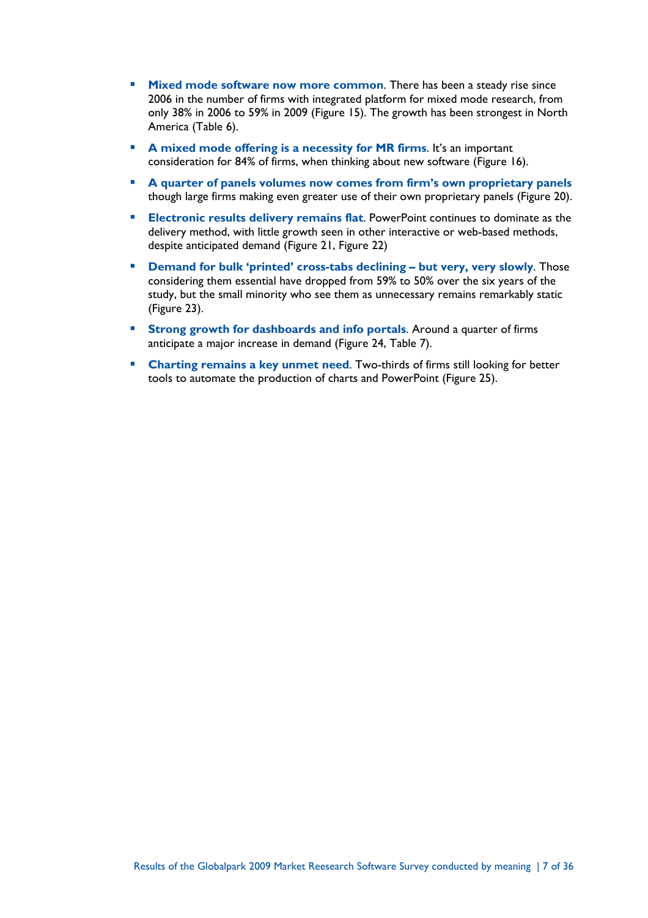- **Mixed mode software now more common**. There has been a steady rise since 2006 in the number of firms with integrated platform for mixed mode research, from only 38% in 2006 to 59% in 2009 (Figure 15). The growth has been strongest in North America (Table 6).
- **A mixed mode offering is a necessity for MR firms**. It's an important consideration for 84% of firms, when thinking about new software (Figure 16).
- **A quarter of panels volumes now comes from firm's own proprietary panels** though large firms making even greater use of their own proprietary panels (Figure 20).
- **Electronic results delivery remains flat**. PowerPoint continues to dominate as the delivery method, with little growth seen in other interactive or web-based methods, despite anticipated demand (Figure 21, Figure 22)
- **Demand for bulk 'printed' cross-tabs declining – but very, very slowly**. Those considering them essential have dropped from 59% to 50% over the six years of the study, but the small minority who see them as unnecessary remains remarkably static (Figure 23).
- **Strong growth for dashboards and info portals**. Around a quarter of firms anticipate a major increase in demand (Figure 24, Table 7).
- **Charting remains a key unmet need**. Two-thirds of firms still looking for better tools to automate the production of charts and PowerPoint (Figure 25).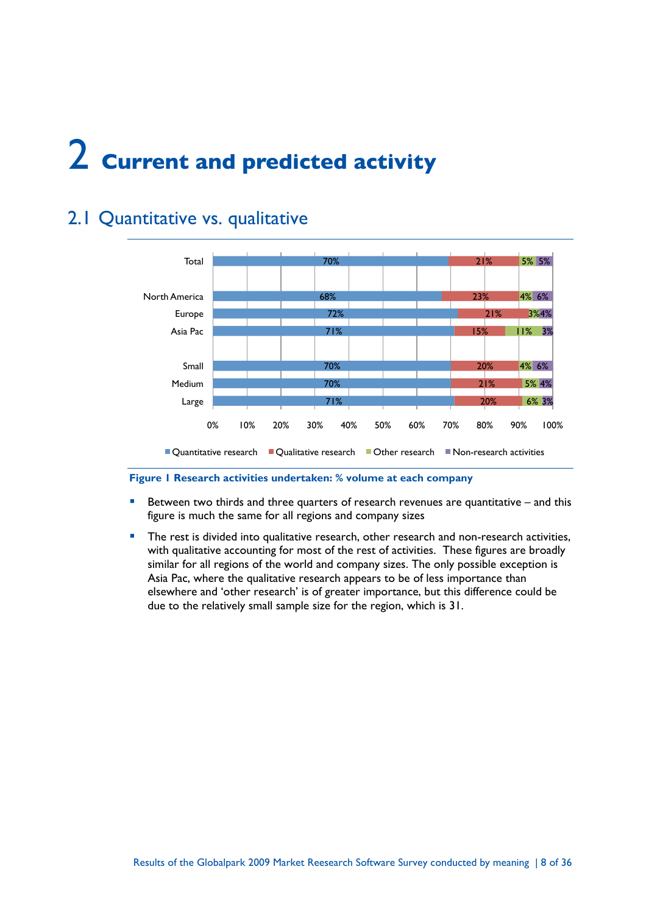# 2 Current and predicted activity

## 2.1 Quantitative vs. qualitative

| | Quantitative research | Qualitative research | Other research | Non-research activities |
|---|---|---|---|---|
| Total | 70% | 21% | 5% | 5% |
| North America | 68% | 23% | 4% | 6% |
| Europe | 72% | 21% | 3% | 4% |
| Asia Pac | 71% | 15% | 11% | 3% |
| Small | 70% | 20% | 4% | 6% |
| Medium | 70% | 21% | 5% | 4% |
| Large | 71% | 20% | 6% | 3% |

**Figure 1 Research activities undertaken: % volume at each company**

- Between two thirds and three quarters of research revenues are quantitative – and this figure is much the same for all regions and company sizes
- The rest is divided into qualitative research, other research and non-research activities, with qualitative accounting for most of the rest of activities. These figures are broadly similar for all regions of the world and company sizes. The only possible exception is Asia Pac, where the qualitative research appears to be of less importance than elsewhere and 'other research' is of greater importance, but this difference could be due to the relatively small sample size for the region, which is 31.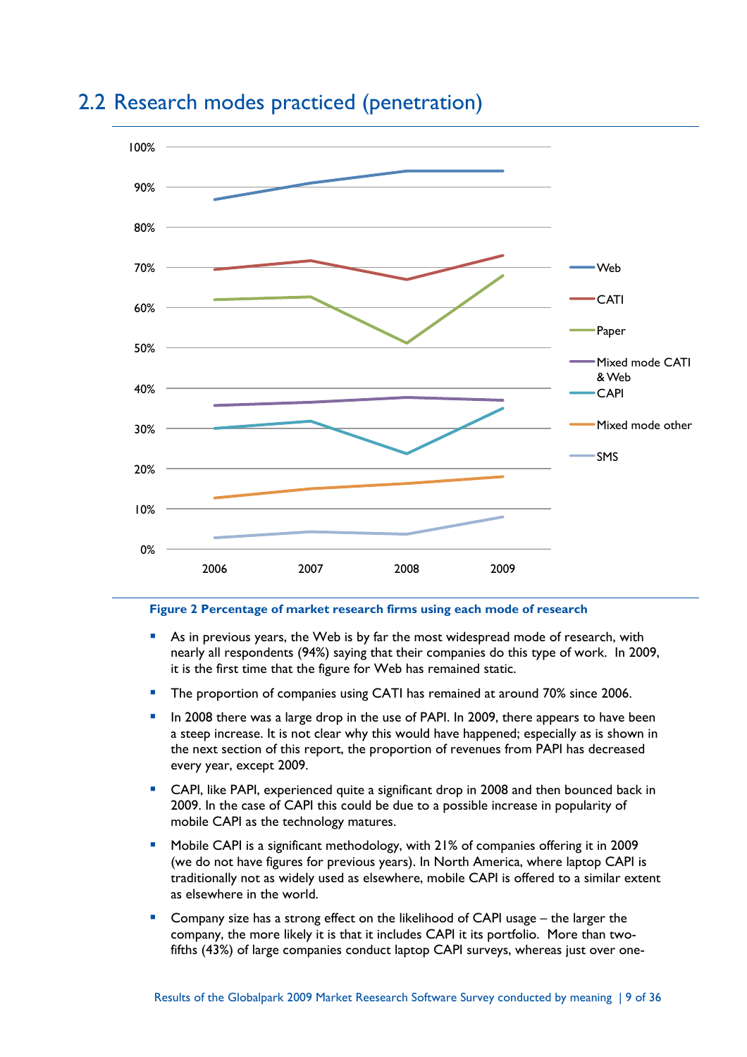## 2.2 Research modes practiced (penetration)

**Figure 2 Percentage of market research firms using each mode of research**

- As in previous years, the Web is by far the most widespread mode of research, with nearly all respondents (94%) saying that their companies do this type of work. In 2009, it is the first time that the figure for Web has remained static.
- The proportion of companies using CATI has remained at around 70% since 2006.
- In 2008 there was a large drop in the use of PAPI. In 2009, there appears to have been a steep increase. It is not clear why this would have happened; especially as is shown in the next section of this report, the proportion of revenues from PAPI has decreased every year, except 2009.
- CAPI, like PAPI, experienced quite a significant drop in 2008 and then bounced back in 2009. In the case of CAPI this could be due to a possible increase in popularity of mobile CAPI as the technology matures.
- Mobile CAPI is a significant methodology, with 21% of companies offering it in 2009 (we do not have figures for previous years). In North America, where laptop CAPI is traditionally not as widely used as elsewhere, mobile CAPI is offered to a similar extent as elsewhere in the world.
- Company size has a strong effect on the likelihood of CAPI usage – the larger the company, the more likely it is that it includes CAPI it its portfolio. More than two-fifths (43%) of large companies conduct laptop CAPI surveys, whereas just over one-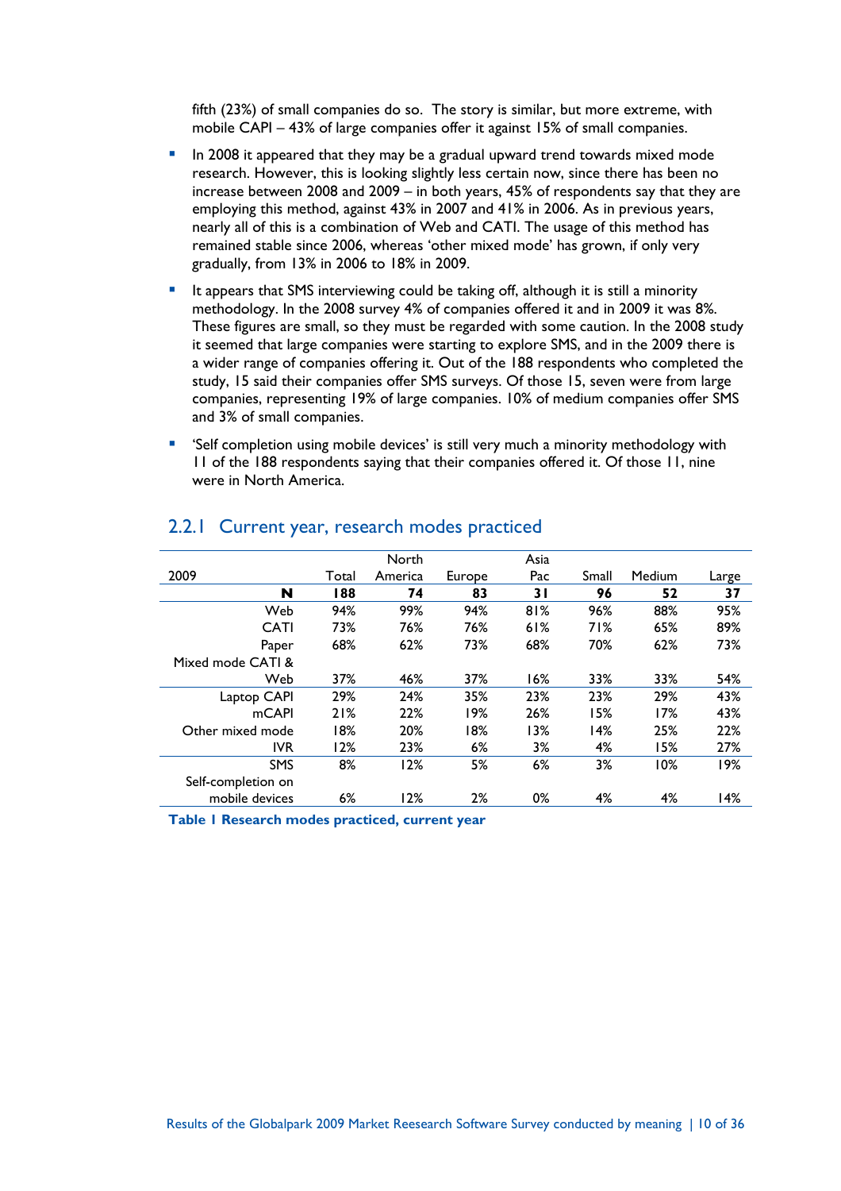fifth (23%) of small companies do so. The story is similar, but more extreme, with mobile CAPI – 43% of large companies offer it against 15% of small companies.

- In 2008 it appeared that they may be a gradual upward trend towards mixed mode research. However, this is looking slightly less certain now, since there has been no increase between 2008 and 2009 – in both years, 45% of respondents say that they are employing this method, against 43% in 2007 and 41% in 2006. As in previous years, nearly all of this is a combination of Web and CATI. The usage of this method has remained stable since 2006, whereas 'other mixed mode' has grown, if only very gradually, from 13% in 2006 to 18% in 2009.
- It appears that SMS interviewing could be taking off, although it is still a minority methodology. In the 2008 survey 4% of companies offered it and in 2009 it was 8%. These figures are small, so they must be regarded with some caution. In the 2008 study it seemed that large companies were starting to explore SMS, and in the 2009 there is a wider range of companies offering it. Out of the 188 respondents who completed the study, 15 said their companies offer SMS surveys. Of those 15, seven were from large companies, representing 19% of large companies. 10% of medium companies offer SMS and 3% of small companies.
- 'Self completion using mobile devices' is still very much a minority methodology with 11 of the 188 respondents saying that their companies offered it. Of those 11, nine were in North America.

### 2.2.1 Current year, research modes practiced

| 2009 | Total | North America | Europe | Asia Pac | Small | Medium | Large |
|---|---|---|---|---|---|---|---|
| **N** | **188** | **74** | **83** | **31** | **96** | **52** | **37** |
| Web | 94% | 99% | 94% | 81% | 96% | 88% | 95% |
| CATI | 73% | 76% | 76% | 61% | 71% | 65% | 89% |
| Paper | 68% | 62% | 73% | 68% | 70% | 62% | 73% |
| Mixed mode CATI & Web | 37% | 46% | 37% | 16% | 33% | 33% | 54% |
| Laptop CAPI | 29% | 24% | 35% | 23% | 23% | 29% | 43% |
| mCAPI | 21% | 22% | 19% | 26% | 15% | 17% | 43% |
| Other mixed mode | 18% | 20% | 18% | 13% | 14% | 25% | 22% |
| IVR | 12% | 23% | 6% | 3% | 4% | 15% | 27% |
| SMS | 8% | 12% | 5% | 6% | 3% | 10% | 19% |
| Self-completion on mobile devices | 6% | 12% | 2% | 0% | 4% | 4% | 14% |

**Table 1 Research modes practiced, current year**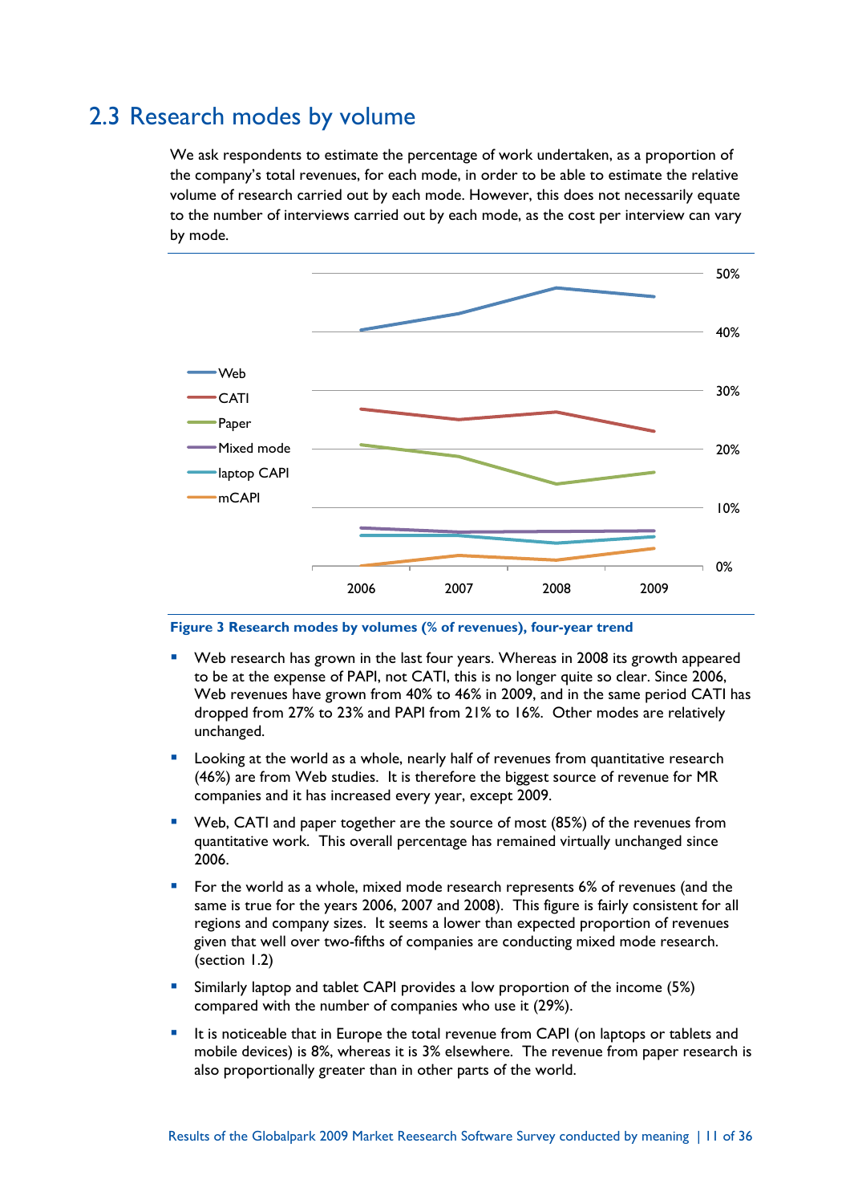## 2.3 Research modes by volume

We ask respondents to estimate the percentage of work undertaken, as a proportion of the company's total revenues, for each mode, in order to be able to estimate the relative volume of research carried out by each mode. However, this does not necessarily equate to the number of interviews carried out by each mode, as the cost per interview can vary by mode.

**Figure 3 Research modes by volumes (% of revenues), four-year trend**

- Web research has grown in the last four years. Whereas in 2008 its growth appeared to be at the expense of PAPI, not CATI, this is no longer quite so clear. Since 2006, Web revenues have grown from 40% to 46% in 2009, and in the same period CATI has dropped from 27% to 23% and PAPI from 21% to 16%. Other modes are relatively unchanged.
- Looking at the world as a whole, nearly half of revenues from quantitative research (46%) are from Web studies. It is therefore the biggest source of revenue for MR companies and it has increased every year, except 2009.
- Web, CATI and paper together are the source of most (85%) of the revenues from quantitative work. This overall percentage has remained virtually unchanged since 2006.
- For the world as a whole, mixed mode research represents 6% of revenues (and the same is true for the years 2006, 2007 and 2008). This figure is fairly consistent for all regions and company sizes. It seems a lower than expected proportion of revenues given that well over two-fifths of companies are conducting mixed mode research. (section 1.2)
- Similarly laptop and tablet CAPI provides a low proportion of the income (5%) compared with the number of companies who use it (29%).
- It is noticeable that in Europe the total revenue from CAPI (on laptops or tablets and mobile devices) is 8%, whereas it is 3% elsewhere. The revenue from paper research is also proportionally greater than in other parts of the world.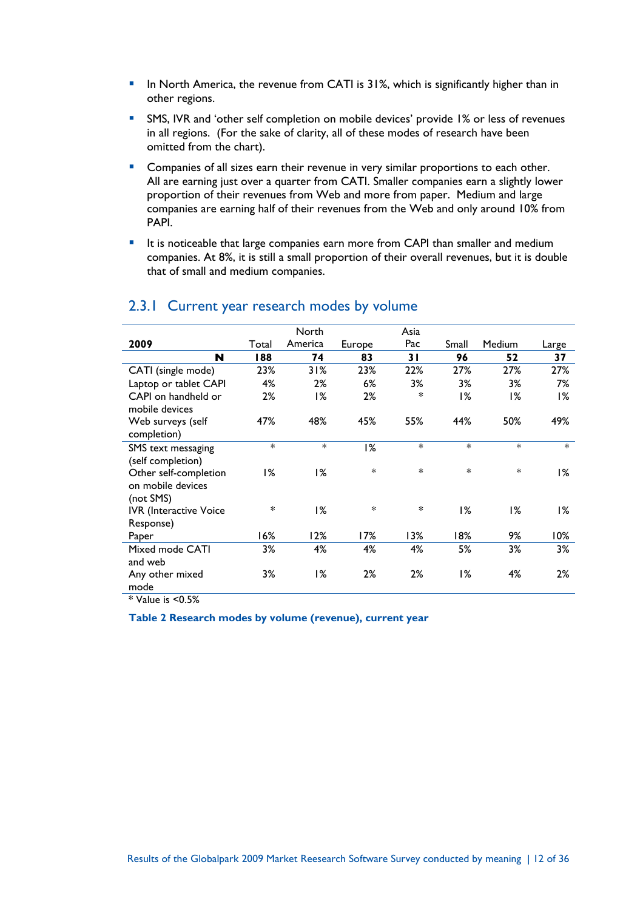- In North America, the revenue from CATI is 31%, which is significantly higher than in other regions.
- SMS, IVR and 'other self completion on mobile devices' provide 1% or less of revenues in all regions. (For the sake of clarity, all of these modes of research have been omitted from the chart).
- Companies of all sizes earn their revenue in very similar proportions to each other. All are earning just over a quarter from CATI. Smaller companies earn a slightly lower proportion of their revenues from Web and more from paper. Medium and large companies are earning half of their revenues from the Web and only around 10% from PAPI.
- It is noticeable that large companies earn more from CAPI than smaller and medium companies. At 8%, it is still a small proportion of their overall revenues, but it is double that of small and medium companies.

### 2.3.1 Current year research modes by volume

| 2009 | Total | North America | Europe | Asia Pac | Small | Medium | Large |
|---|---|---|---|---|---|---|---|
| **N** | **188** | **74** | **83** | **31** | **96** | **52** | **37** |
| CATI (single mode) | 23% | 31% | 23% | 22% | 27% | 27% | 27% |
| Laptop or tablet CAPI | 4% | 2% | 6% | 3% | 3% | 3% | 7% |
| CAPI on handheld or mobile devices | 2% | 1% | 2% | * | 1% | 1% | 1% |
| Web surveys (self completion) | 47% | 48% | 45% | 55% | 44% | 50% | 49% |
| SMS text messaging (self completion) | * | * | 1% | * | * | * | * |
| Other self-completion on mobile devices (not SMS) | 1% | 1% | * | * | * | * | 1% |
| IVR (Interactive Voice Response) | * | 1% | * | * | 1% | 1% | 1% |
| Paper | 16% | 12% | 17% | 13% | 18% | 9% | 10% |
| Mixed mode CATI and web | 3% | 4% | 4% | 4% | 5% | 3% | 3% |
| Any other mixed mode | 3% | 1% | 2% | 2% | 1% | 4% | 2% |

* Value is <0.5%

**Table 2 Research modes by volume (revenue), current year**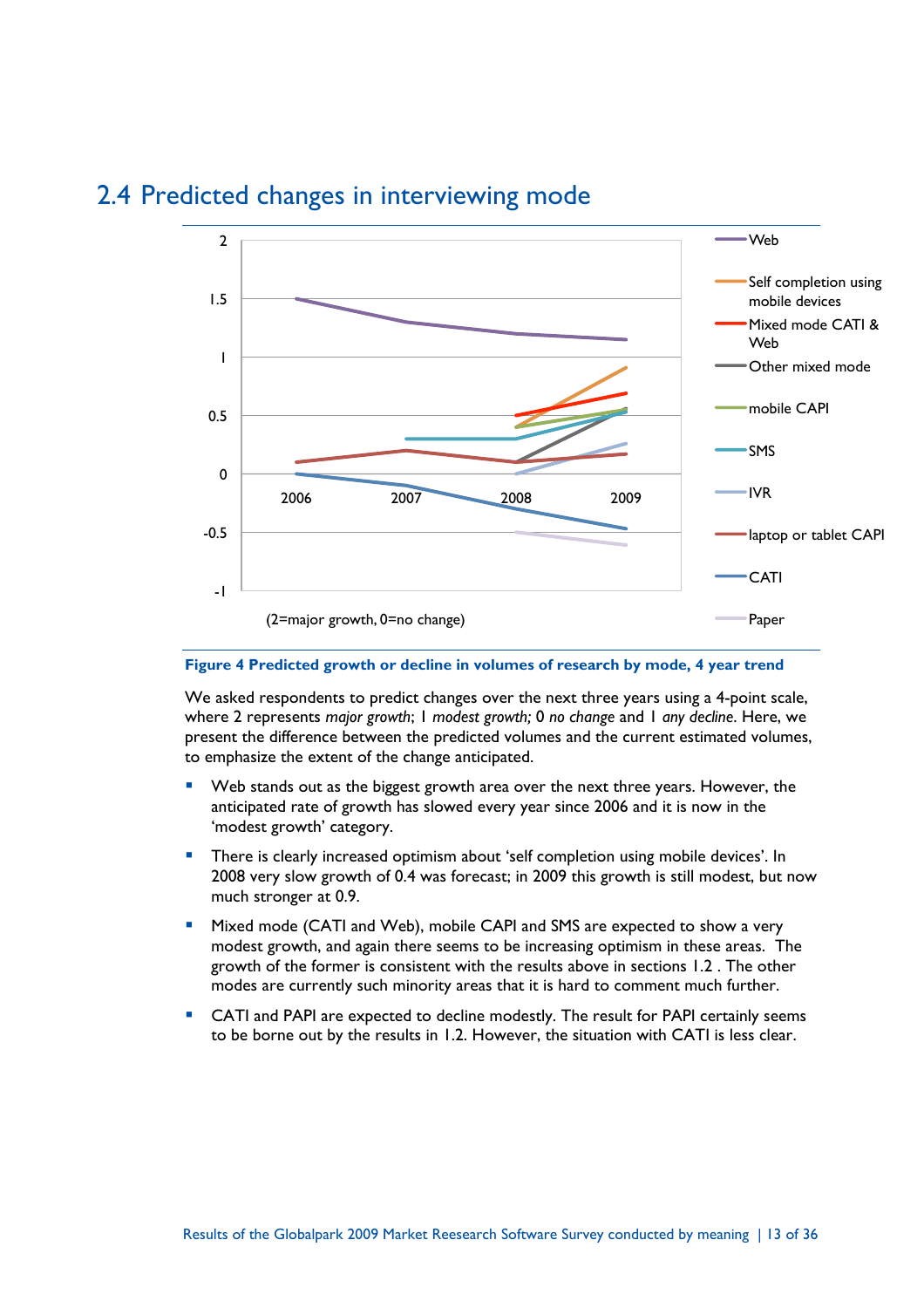## 2.4 Predicted changes in interviewing mode

**Figure 4 Predicted growth or decline in volumes of research by mode, 4 year trend**

We asked respondents to predict changes over the next three years using a 4-point scale, where 2 represents *major growth*; 1 *modest growth;* 0 *no change* and 1 *any decline*. Here, we present the difference between the predicted volumes and the current estimated volumes, to emphasize the extent of the change anticipated.

- Web stands out as the biggest growth area over the next three years. However, the anticipated rate of growth has slowed every year since 2006 and it is now in the 'modest growth' category.
- There is clearly increased optimism about 'self completion using mobile devices'. In 2008 very slow growth of 0.4 was forecast; in 2009 this growth is still modest, but now much stronger at 0.9.
- Mixed mode (CATI and Web), mobile CAPI and SMS are expected to show a very modest growth, and again there seems to be increasing optimism in these areas. The growth of the former is consistent with the results above in sections 1.2 . The other modes are currently such minority areas that it is hard to comment much further.
- CATI and PAPI are expected to decline modestly. The result for PAPI certainly seems to be borne out by the results in 1.2. However, the situation with CATI is less clear.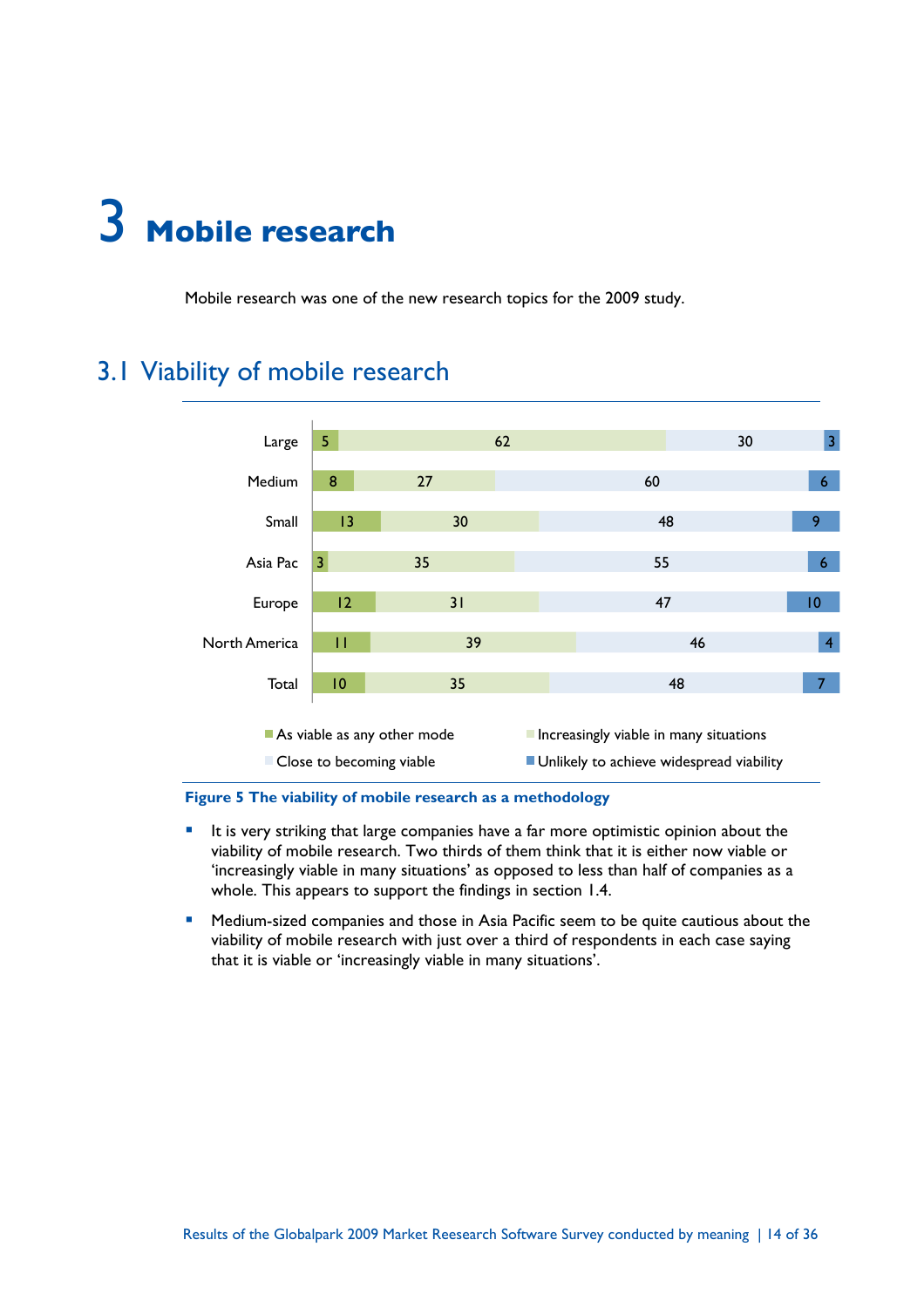# 3 Mobile research

Mobile research was one of the new research topics for the 2009 study.

## 3.1 Viability of mobile research

| | As viable as any other mode | Increasingly viable in many situations | Close to becoming viable | Unlikely to achieve widespread viability |
|---|---|---|---|---|
| Large | 5 | 62 | 30 | 3 |
| Medium | 8 | 27 | 60 | 6 |
| Small | 13 | 30 | 48 | 9 |
| Asia Pac | 3 | 35 | 55 | 6 |
| Europe | 12 | 31 | 47 | 10 |
| North America | 11 | 39 | 46 | 4 |
| Total | 10 | 35 | 48 | 7 |

**Figure 5 The viability of mobile research as a methodology**

- It is very striking that large companies have a far more optimistic opinion about the viability of mobile research. Two thirds of them think that it is either now viable or 'increasingly viable in many situations' as opposed to less than half of companies as a whole. This appears to support the findings in section 1.4.
- Medium-sized companies and those in Asia Pacific seem to be quite cautious about the viability of mobile research with just over a third of respondents in each case saying that it is viable or 'increasingly viable in many situations'.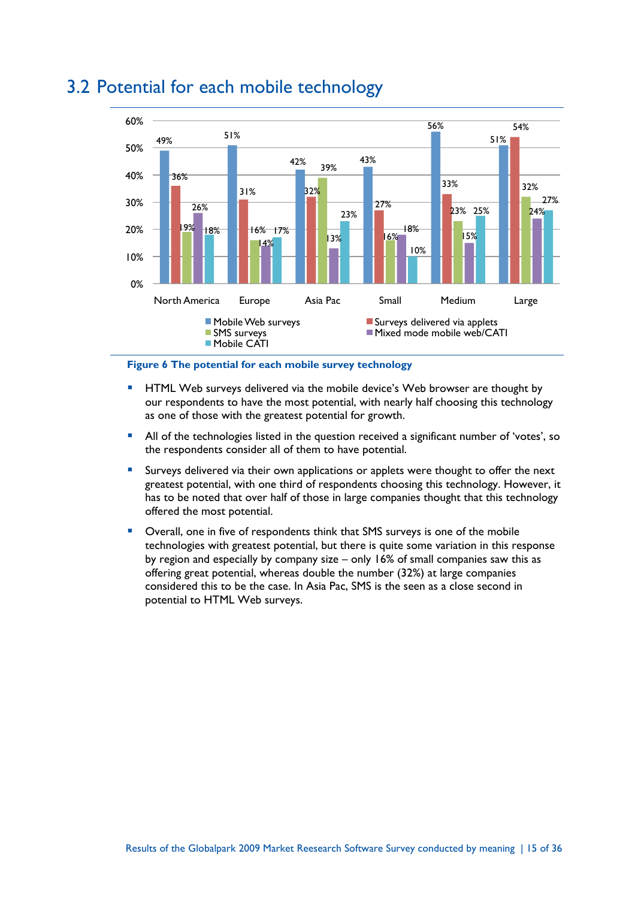## 3.2 Potential for each mobile technology

| | Mobile Web surveys | Surveys delivered via applets | SMS surveys | Mixed mode mobile web/CATI | Mobile CATI |
|---|---|---|---|---|---|
| North America | 49% | 36% | 19% | 26% | 18% |
| Europe | 51% | 31% | 16% | 14% | 17% |
| Asia Pac | 42% | 32% | 39% | 13% | 23% |
| Small | 43% | 27% | 16% | 18% | 10% |
| Medium | 56% | 33% | 23% | 15% | 25% |
| Large | 51% | 54% | 32% | 24% | 27% |

**Figure 6 The potential for each mobile survey technology**

- HTML Web surveys delivered via the mobile device's Web browser are thought by our respondents to have the most potential, with nearly half choosing this technology as one of those with the greatest potential for growth.
- All of the technologies listed in the question received a significant number of 'votes', so the respondents consider all of them to have potential.
- Surveys delivered via their own applications or applets were thought to offer the next greatest potential, with one third of respondents choosing this technology. However, it has to be noted that over half of those in large companies thought that this technology offered the most potential.
- Overall, one in five of respondents think that SMS surveys is one of the mobile technologies with greatest potential, but there is quite some variation in this response by region and especially by company size – only 16% of small companies saw this as offering great potential, whereas double the number (32%) at large companies considered this to be the case. In Asia Pac, SMS is the seen as a close second in potential to HTML Web surveys.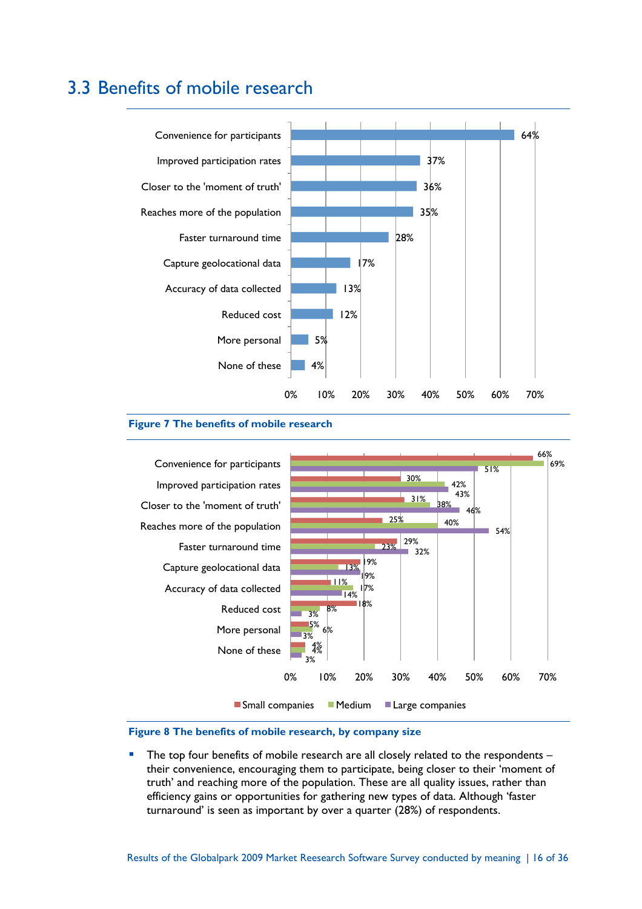## 3.3 Benefits of mobile research

| Benefit | % |
|---|---|
| Convenience for participants | 64% |
| Improved participation rates | 37% |
| Closer to the 'moment of truth' | 36% |
| Reaches more of the population | 35% |
| Faster turnaround time | 28% |
| Capture geolocational data | 17% |
| Accuracy of data collected | 13% |
| Reduced cost | 12% |
| More personal | 5% |
| None of these | 4% |

**Figure 7 The benefits of mobile research**

| Benefit | Small companies | Medium | Large companies |
|---|---|---|---|
| Convenience for participants | 66% | 69% | 51% |
| Improved participation rates | 30% | 42% | 43% |
| Closer to the 'moment of truth' | 31% | 38% | 46% |
| Reaches more of the population | 25% | 40% | 54% |
| Faster turnaround time | 29% | 23% | 32% |
| Capture geolocational data | 19% | 13% | 19% |
| Accuracy of data collected | 11% | 17% | 14% |
| Reduced cost | 18% | 8% | 3% |
| More personal | 5% | 6% | 3% |
| None of these | 4% | 4% | 3% |

**Figure 8 The benefits of mobile research, by company size**

- The top four benefits of mobile research are all closely related to the respondents – their convenience, encouraging them to participate, being closer to their 'moment of truth' and reaching more of the population. These are all quality issues, rather than efficiency gains or opportunities for gathering new types of data. Although 'faster turnaround' is seen as important by over a quarter (28%) of respondents.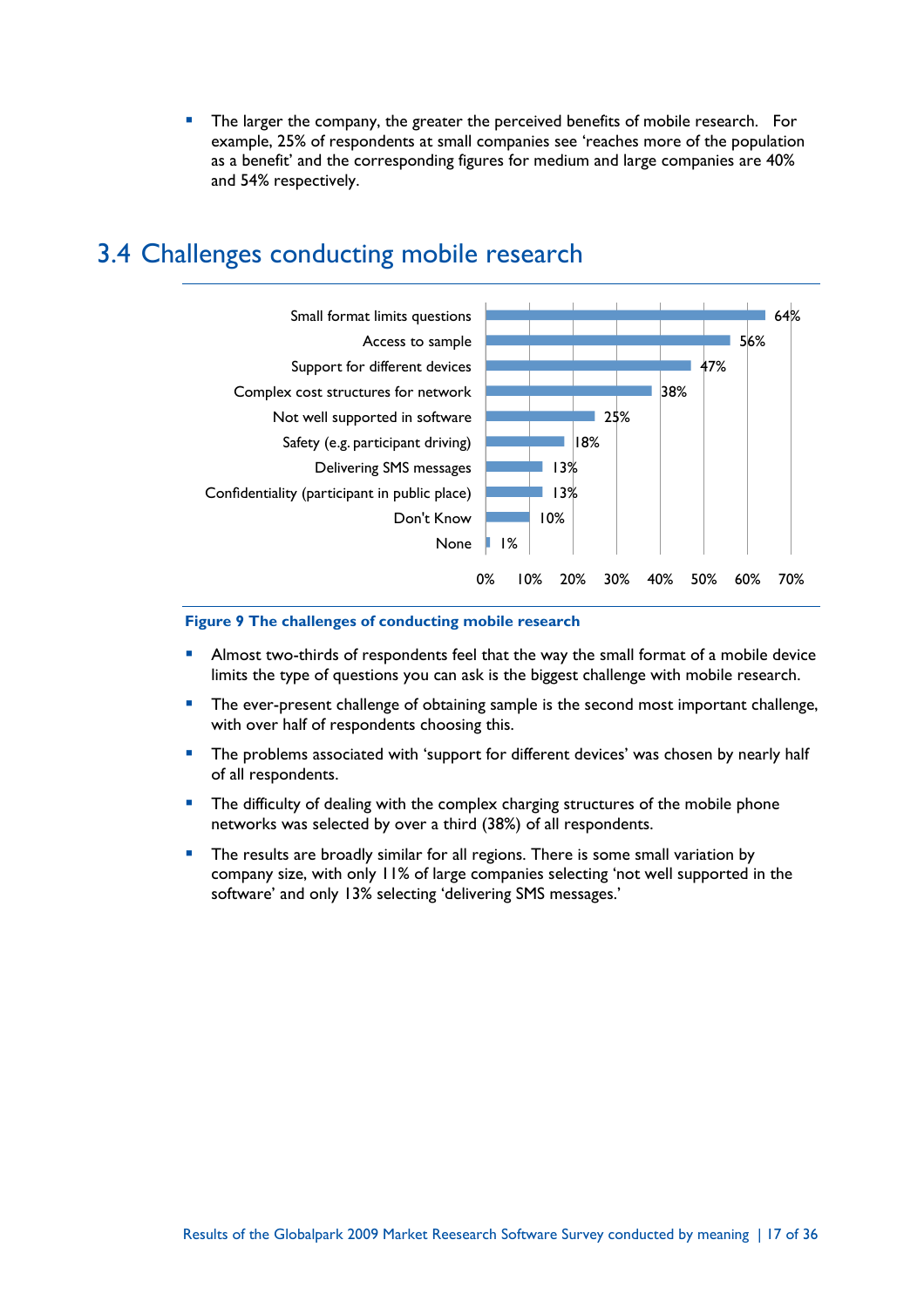- The larger the company, the greater the perceived benefits of mobile research. For example, 25% of respondents at small companies see 'reaches more of the population as a benefit' and the corresponding figures for medium and large companies are 40% and 54% respectively.

## 3.4 Challenges conducting mobile research

| Challenge | % |
|---|---|
| Small format limits questions | 64% |
| Access to sample | 56% |
| Support for different devices | 47% |
| Complex cost structures for network | 38% |
| Not well supported in software | 25% |
| Safety (e.g. participant driving) | 18% |
| Delivering SMS messages | 13% |
| Confidentiality (participant in public place) | 13% |
| Don't Know | 10% |
| None | 1% |

**Figure 9 The challenges of conducting mobile research**

- Almost two-thirds of respondents feel that the way the small format of a mobile device limits the type of questions you can ask is the biggest challenge with mobile research.
- The ever-present challenge of obtaining sample is the second most important challenge, with over half of respondents choosing this.
- The problems associated with 'support for different devices' was chosen by nearly half of all respondents.
- The difficulty of dealing with the complex charging structures of the mobile phone networks was selected by over a third (38%) of all respondents.
- The results are broadly similar for all regions. There is some small variation by company size, with only 11% of large companies selecting 'not well supported in the software' and only 13% selecting 'delivering SMS messages.'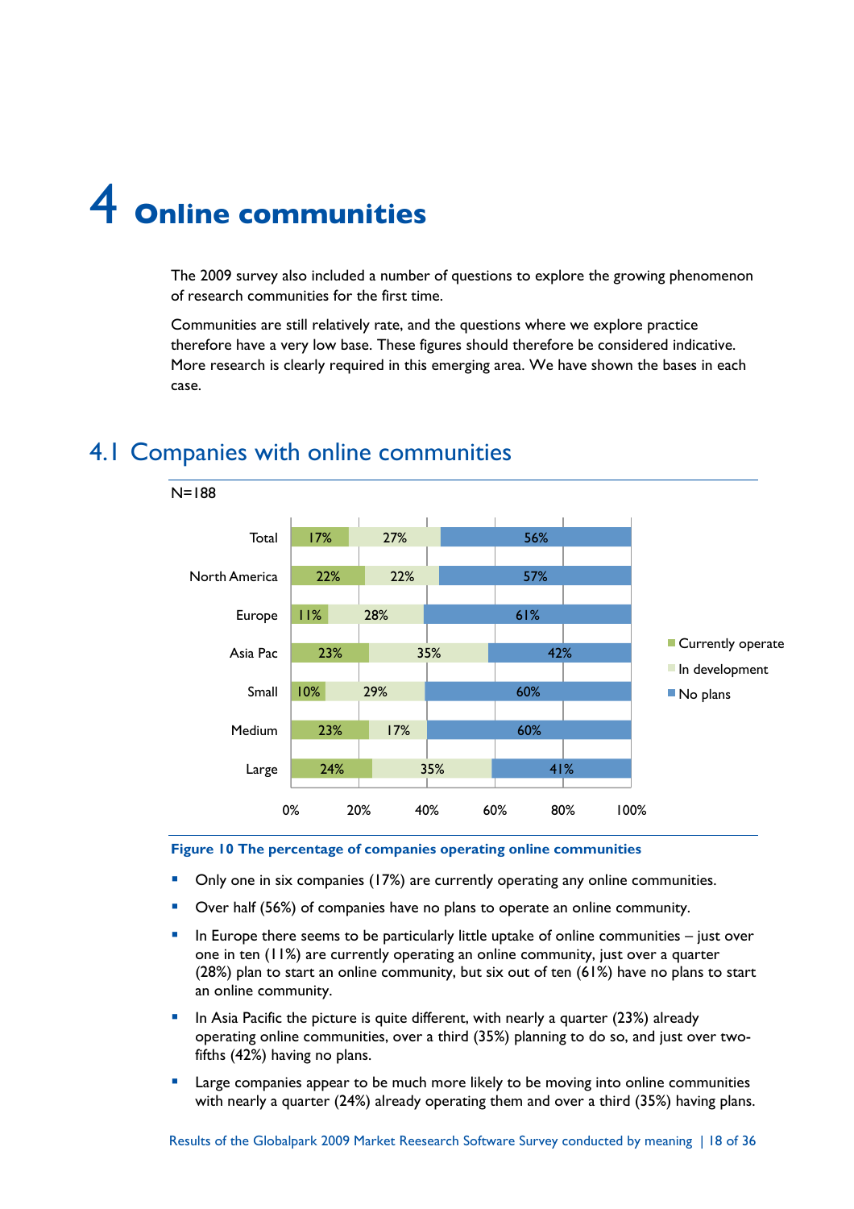# 4 Online communities

The 2009 survey also included a number of questions to explore the growing phenomenon of research communities for the first time.

Communities are still relatively rate, and the questions where we explore practice therefore have a very low base. These figures should therefore be considered indicative. More research is clearly required in this emerging area. We have shown the bases in each case.

## 4.1 Companies with online communities

N=188

| | Currently operate | In development | No plans |
|---|---|---|---|
| Total | 17% | 27% | 56% |
| North America | 22% | 22% | 57% |
| Europe | 11% | 28% | 61% |
| Asia Pac | 23% | 35% | 42% |
| Small | 10% | 29% | 60% |
| Medium | 23% | 17% | 60% |
| Large | 24% | 35% | 41% |

**Figure 10 The percentage of companies operating online communities**

- Only one in six companies (17%) are currently operating any online communities.
- Over half (56%) of companies have no plans to operate an online community.
- In Europe there seems to be particularly little uptake of online communities – just over one in ten (11%) are currently operating an online community, just over a quarter (28%) plan to start an online community, but six out of ten (61%) have no plans to start an online community.
- In Asia Pacific the picture is quite different, with nearly a quarter (23%) already operating online communities, over a third (35%) planning to do so, and just over two-fifths (42%) having no plans.
- Large companies appear to be much more likely to be moving into online communities with nearly a quarter (24%) already operating them and over a third (35%) having plans.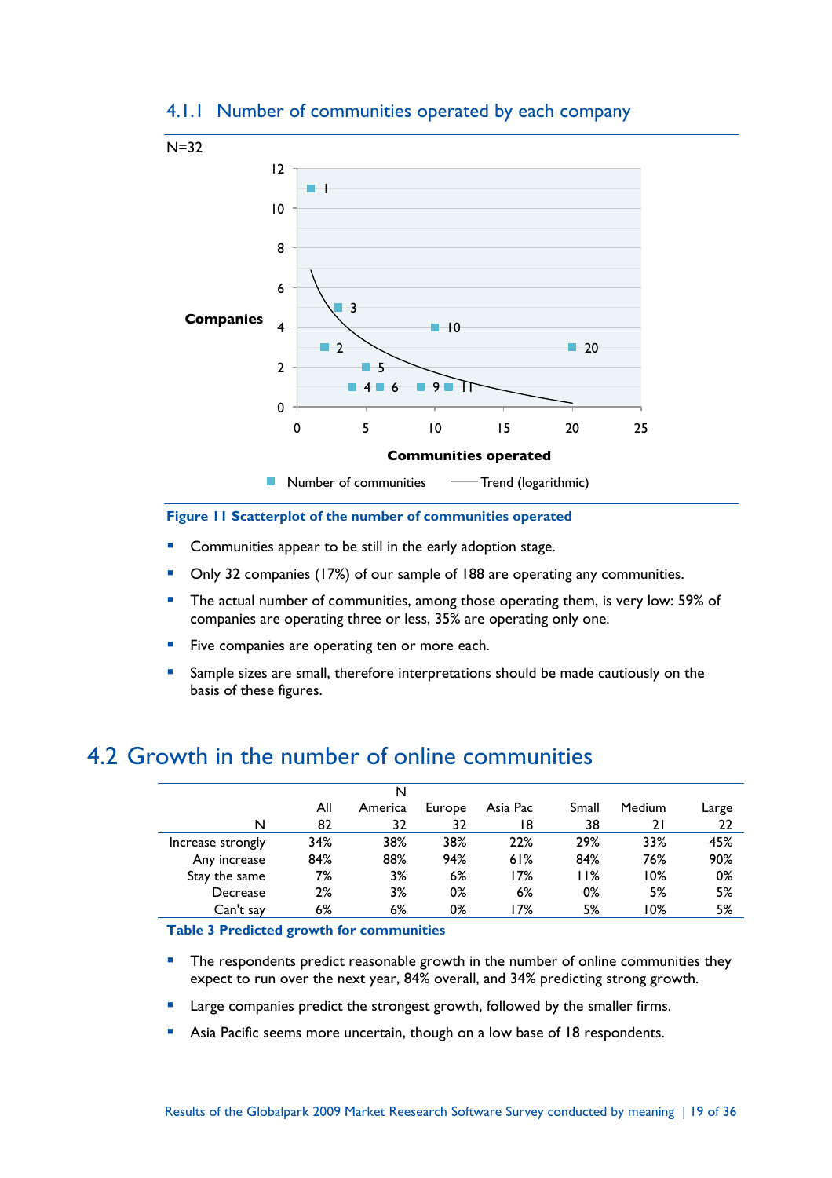### 4.1.1 Number of communities operated by each company

N=32

Figure 11 Scatterplot of the number of communities operated

- Communities appear to be still in the early adoption stage.
- Only 32 companies (17%) of our sample of 188 are operating any communities.
- The actual number of communities, among those operating them, is very low: 59% of companies are operating three or less, 35% are operating only one.
- Five companies are operating ten or more each.
- Sample sizes are small, therefore interpretations should be made cautiously on the basis of these figures.

## 4.2 Growth in the number of online communities

| N | All 82 | N America 32 | Europe 32 | Asia Pac 18 | Small 38 | Medium 21 | Large 22 |
|---|---|---|---|---|---|---|---|
| Increase strongly | 34% | 38% | 38% | 22% | 29% | 33% | 45% |
| Any increase | 84% | 88% | 94% | 61% | 84% | 76% | 90% |
| Stay the same | 7% | 3% | 6% | 17% | 11% | 10% | 0% |
| Decrease | 2% | 3% | 0% | 6% | 0% | 5% | 5% |
| Can't say | 6% | 6% | 0% | 17% | 5% | 10% | 5% |

Table 3 Predicted growth for communities

- The respondents predict reasonable growth in the number of online communities they expect to run over the next year, 84% overall, and 34% predicting strong growth.
- Large companies predict the strongest growth, followed by the smaller firms.
- Asia Pacific seems more uncertain, though on a low base of 18 respondents.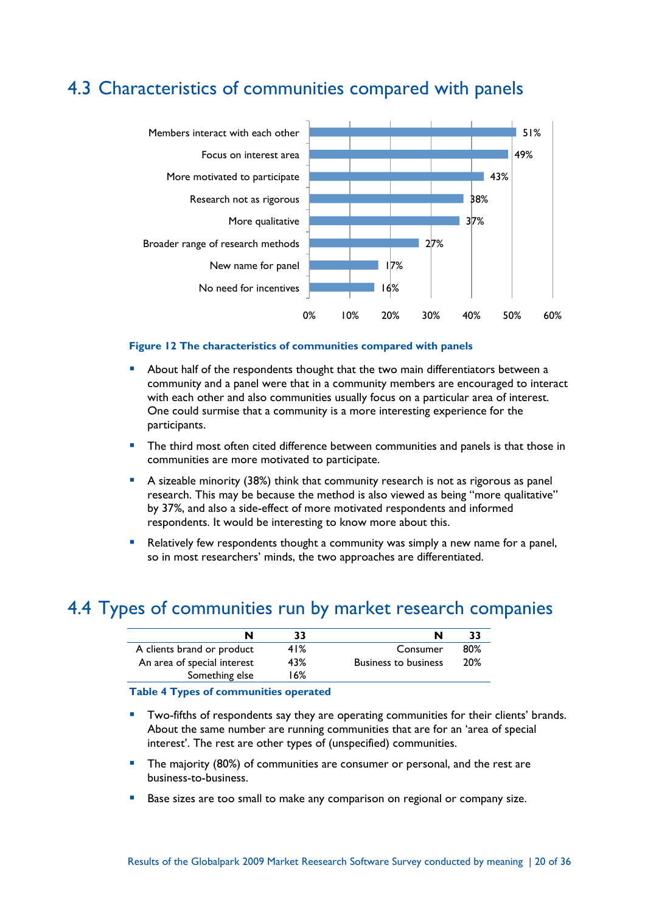## 4.3 Characteristics of communities compared with panels

| Characteristic | % |
|---|---|
| Members interact with each other | 51% |
| Focus on interest area | 49% |
| More motivated to participate | 43% |
| Research not as rigorous | 38% |
| More qualitative | 37% |
| Broader range of research methods | 27% |
| New name for panel | 17% |
| No need for incentives | 16% |

**Figure 12 The characteristics of communities compared with panels**

- About half of the respondents thought that the two main differentiators between a community and a panel were that in a community members are encouraged to interact with each other and also communities usually focus on a particular area of interest. One could surmise that a community is a more interesting experience for the participants.
- The third most often cited difference between communities and panels is that those in communities are more motivated to participate.
- A sizeable minority (38%) think that community research is not as rigorous as panel research. This may be because the method is also viewed as being "more qualitative" by 37%, and also a side-effect of more motivated respondents and informed respondents. It would be interesting to know more about this.
- Relatively few respondents thought a community was simply a new name for a panel, so in most researchers' minds, the two approaches are differentiated.

## 4.4 Types of communities run by market research companies

| N | 33 | N | 33 |
|---|---|---|---|
| A clients brand or product | 41% | Consumer | 80% |
| An area of special interest | 43% | Business to business | 20% |
| Something else | 16% | | |

**Table 4 Types of communities operated**

- Two-fifths of respondents say they are operating communities for their clients' brands. About the same number are running communities that are for an 'area of special interest'. The rest are other types of (unspecified) communities.
- The majority (80%) of communities are consumer or personal, and the rest are business-to-business.
- Base sizes are too small to make any comparison on regional or company size.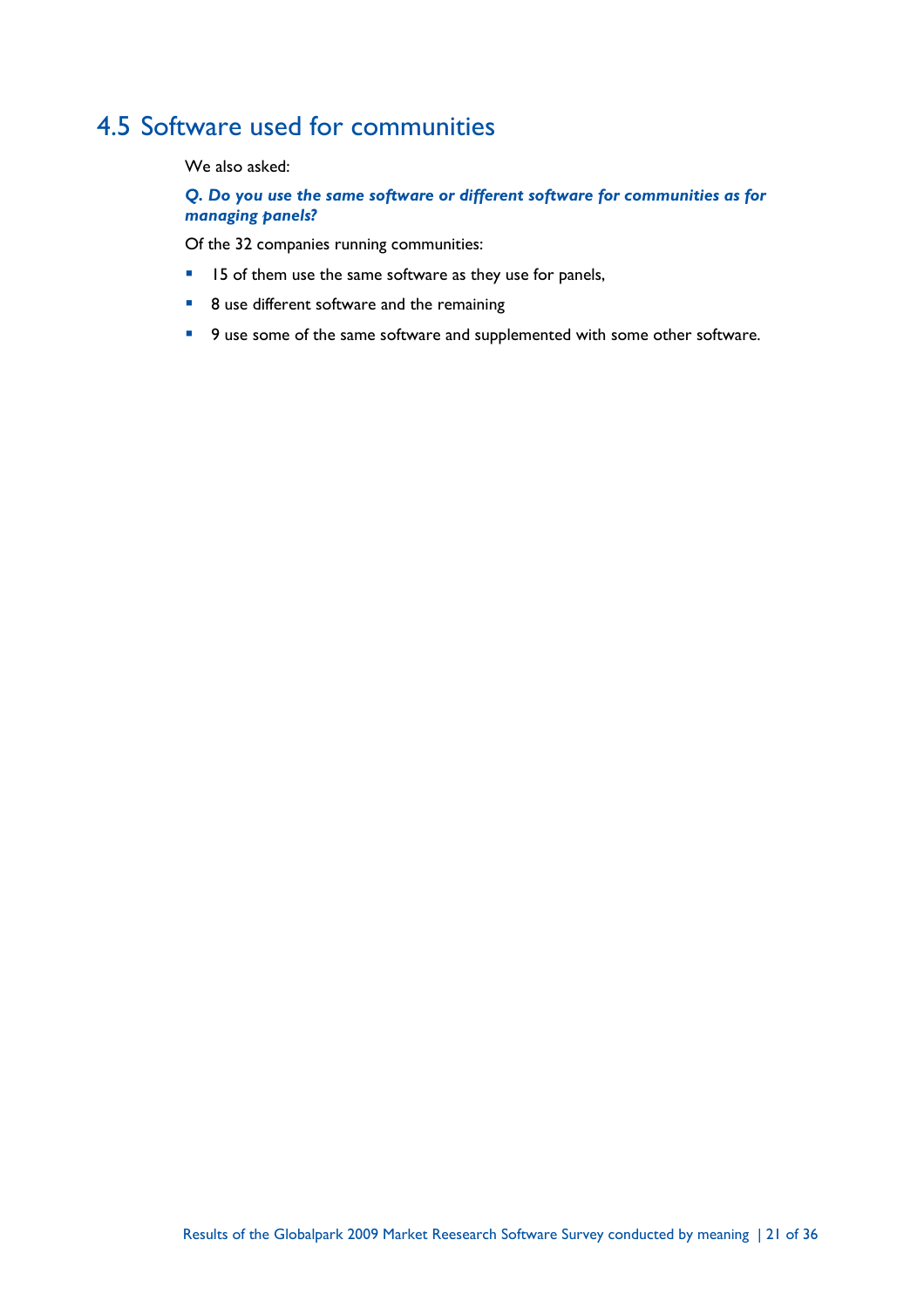## 4.5 Software used for communities

We also asked:

***Q. Do you use the same software or different software for communities as for managing panels?***

Of the 32 companies running communities:

- 15 of them use the same software as they use for panels,
- 8 use different software and the remaining
- 9 use some of the same software and supplemented with some other software.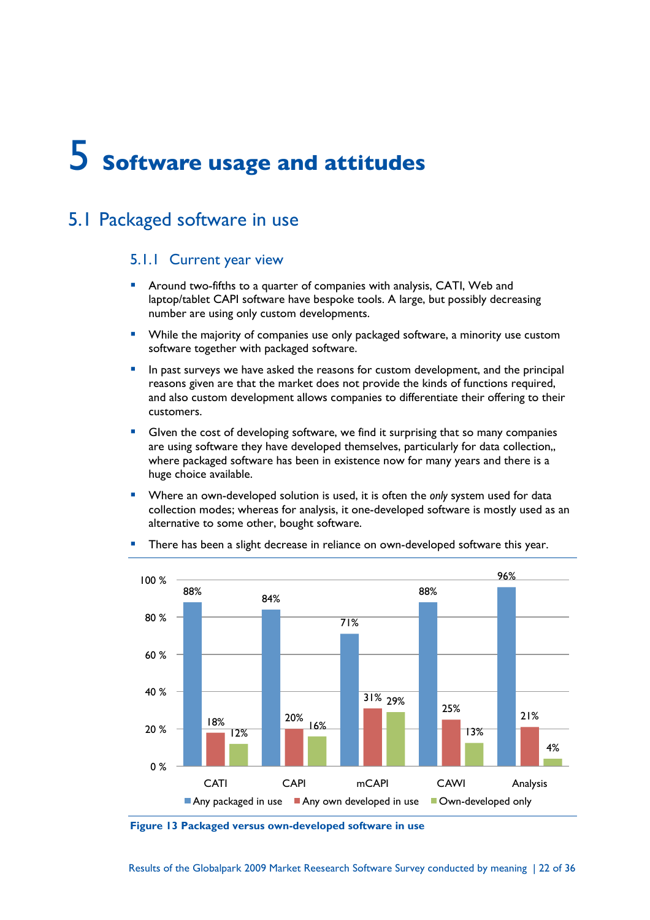# 5 Software usage and attitudes

## 5.1 Packaged software in use

### 5.1.1 Current year view

- Around two-fifths to a quarter of companies with analysis, CATI, Web and laptop/tablet CAPI software have bespoke tools. A large, but possibly decreasing number are using only custom developments.
- While the majority of companies use only packaged software, a minority use custom software together with packaged software.
- In past surveys we have asked the reasons for custom development, and the principal reasons given are that the market does not provide the kinds of functions required, and also custom development allows companies to differentiate their offering to their customers.
- GIven the cost of developing software, we find it surprising that so many companies are using software they have developed themselves, particularly for data collection,, where packaged software has been in existence now for many years and there is a huge choice available.
- Where an own-developed solution is used, it is often the *only* system used for data collection modes; whereas for analysis, it one-developed software is mostly used as an alternative to some other, bought software.
- There has been a slight decrease in reliance on own-developed software this year.

| | CATI | CAPI | mCAPI | CAWI | Analysis |
|---|---|---|---|---|---|
| Any packaged in use | 88% | 84% | 71% | 88% | 96% |
| Any own developed in use | 18% | 20% | 31% | 25% | 21% |
| Own-developed only | 12% | 16% | 29% | 13% | 4% |

**Figure 13 Packaged versus own-developed software in use**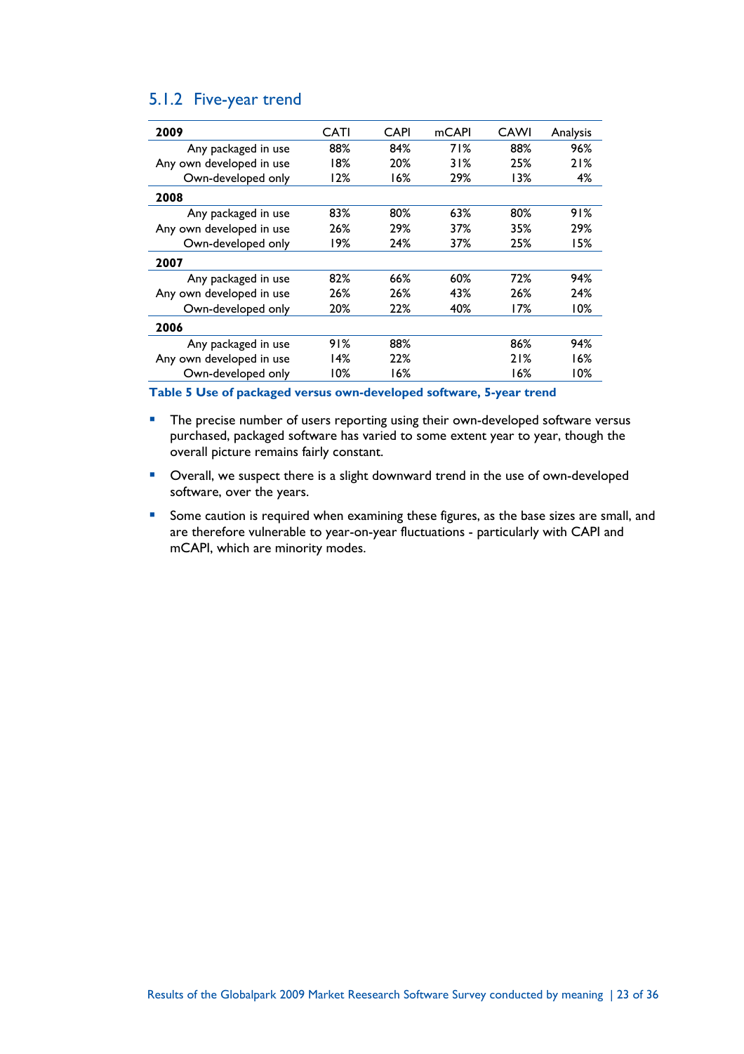### 5.1.2 Five-year trend

| | CATI | CAPI | mCAPI | CAWI | Analysis |
|---|---|---|---|---|---|
| **2009** | | | | | |
| Any packaged in use | 88% | 84% | 71% | 88% | 96% |
| Any own developed in use | 18% | 20% | 31% | 25% | 21% |
| Own-developed only | 12% | 16% | 29% | 13% | 4% |
| **2008** | | | | | |
| Any packaged in use | 83% | 80% | 63% | 80% | 91% |
| Any own developed in use | 26% | 29% | 37% | 35% | 29% |
| Own-developed only | 19% | 24% | 37% | 25% | 15% |
| **2007** | | | | | |
| Any packaged in use | 82% | 66% | 60% | 72% | 94% |
| Any own developed in use | 26% | 26% | 43% | 26% | 24% |
| Own-developed only | 20% | 22% | 40% | 17% | 10% |
| **2006** | | | | | |
| Any packaged in use | 91% | 88% | | 86% | 94% |
| Any own developed in use | 14% | 22% | | 21% | 16% |
| Own-developed only | 10% | 16% | | 16% | 10% |

**Table 5 Use of packaged versus own-developed software, 5-year trend**

- The precise number of users reporting using their own-developed software versus purchased, packaged software has varied to some extent year to year, though the overall picture remains fairly constant.
- Overall, we suspect there is a slight downward trend in the use of own-developed software, over the years.
- Some caution is required when examining these figures, as the base sizes are small, and are therefore vulnerable to year-on-year fluctuations - particularly with CAPI and mCAPI, which are minority modes.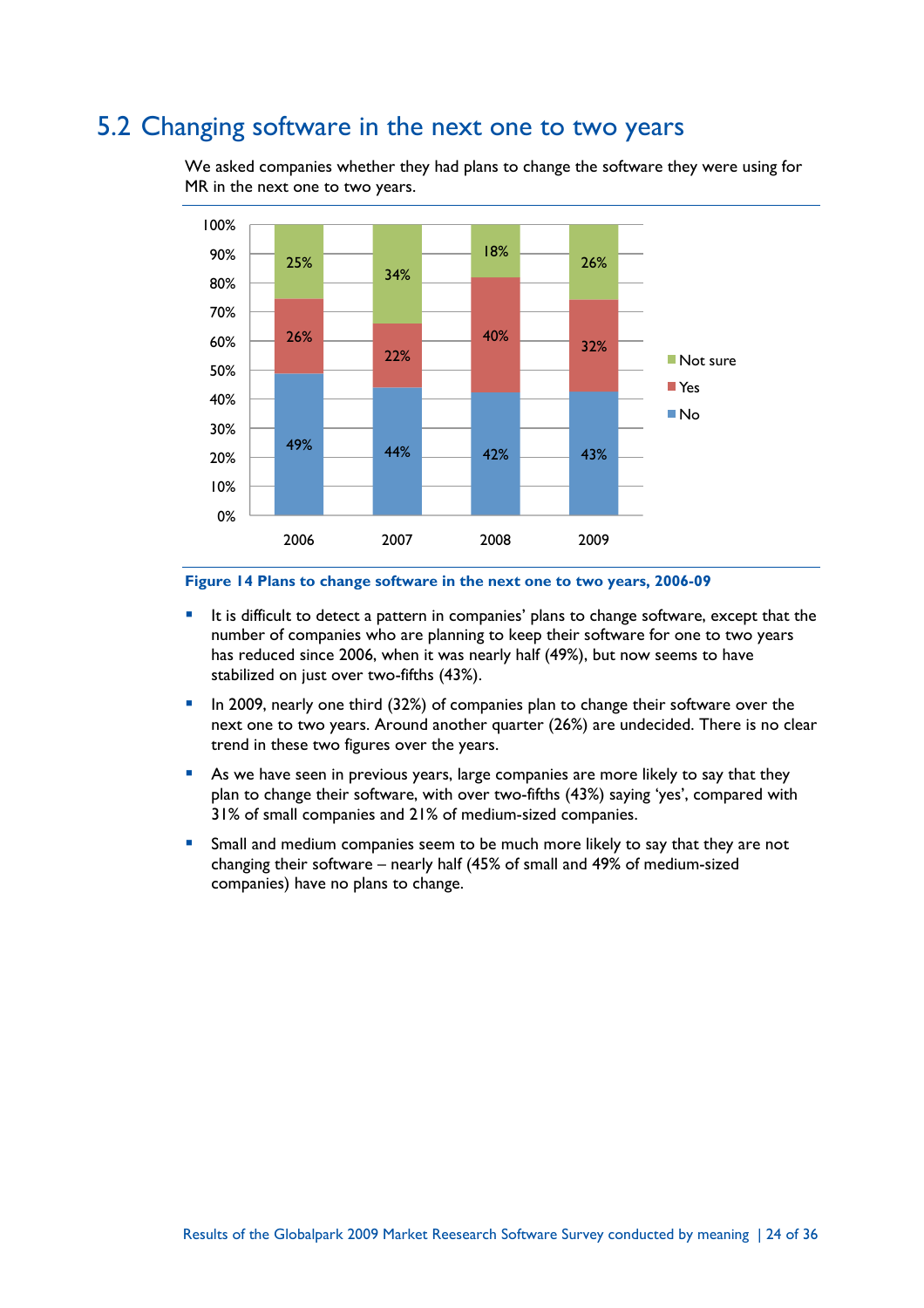## 5.2 Changing software in the next one to two years

We asked companies whether they had plans to change the software they were using for MR in the next one to two years.

| | 2006 | 2007 | 2008 | 2009 |
|---|---|---|---|---|
| Not sure | 25% | 34% | 18% | 26% |
| Yes | 26% | 22% | 40% | 32% |
| No | 49% | 44% | 42% | 43% |

**Figure 14 Plans to change software in the next one to two years, 2006-09**

- It is difficult to detect a pattern in companies' plans to change software, except that the number of companies who are planning to keep their software for one to two years has reduced since 2006, when it was nearly half (49%), but now seems to have stabilized on just over two-fifths (43%).
- In 2009, nearly one third (32%) of companies plan to change their software over the next one to two years. Around another quarter (26%) are undecided. There is no clear trend in these two figures over the years.
- As we have seen in previous years, large companies are more likely to say that they plan to change their software, with over two-fifths (43%) saying 'yes', compared with 31% of small companies and 21% of medium-sized companies.
- Small and medium companies seem to be much more likely to say that they are not changing their software – nearly half (45% of small and 49% of medium-sized companies) have no plans to change.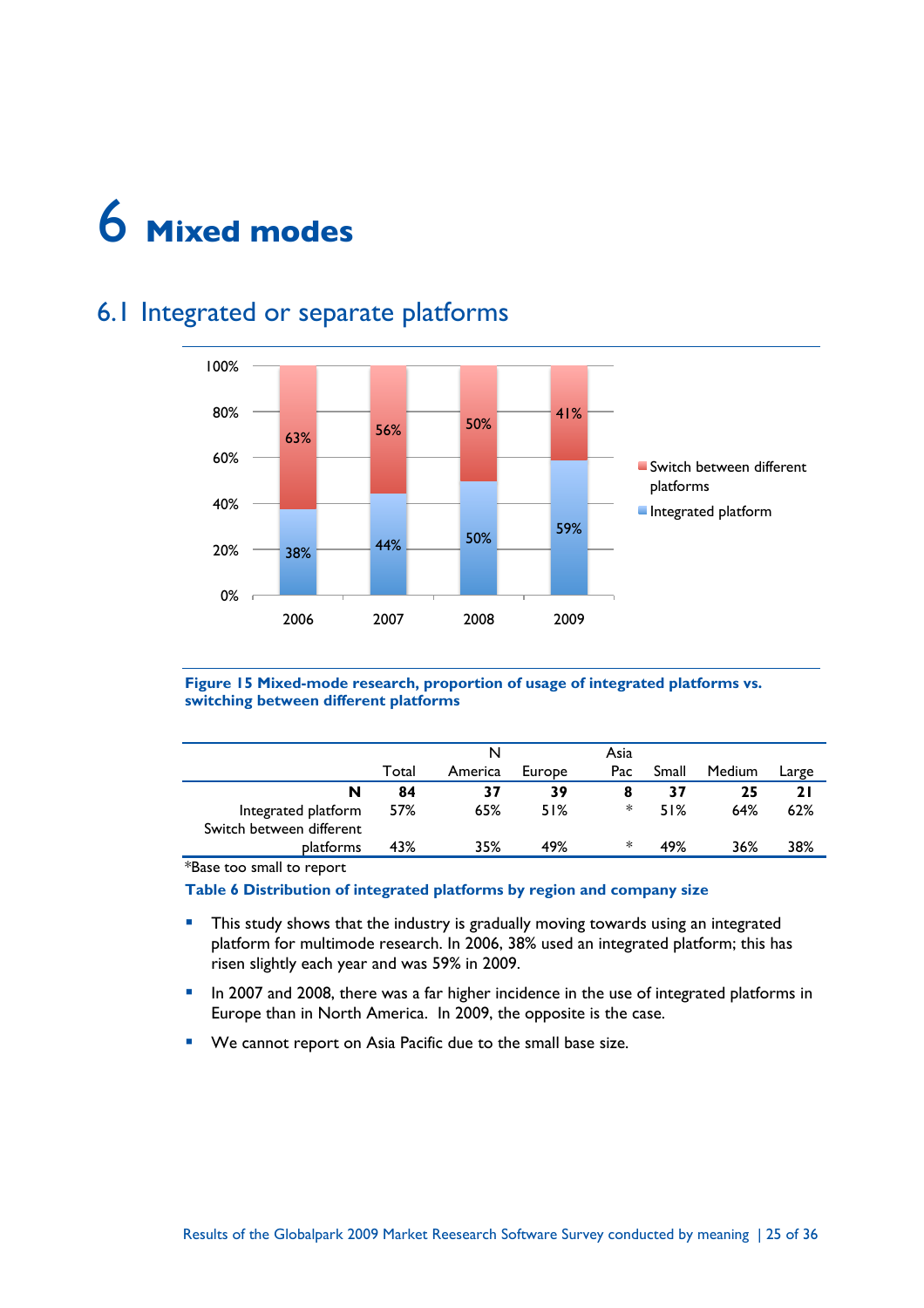# 6 Mixed modes

## 6.1 Integrated or separate platforms

**Figure 15 Mixed-mode research, proportion of usage of integrated platforms vs. switching between different platforms**

| | Total | N America | Europe | Asia Pac | Small | Medium | Large |
|---|---|---|---|---|---|---|---|
| **N** | **84** | **37** | **39** | **8** | **37** | **25** | **21** |
| Integrated platform | 57% | 65% | 51% | * | 51% | 64% | 62% |
| Switch between different platforms | 43% | 35% | 49% | * | 49% | 36% | 38% |

*Base too small to report

**Table 6 Distribution of integrated platforms by region and company size**

- This study shows that the industry is gradually moving towards using an integrated platform for multimode research. In 2006, 38% used an integrated platform; this has risen slightly each year and was 59% in 2009.
- In 2007 and 2008, there was a far higher incidence in the use of integrated platforms in Europe than in North America. In 2009, the opposite is the case.
- We cannot report on Asia Pacific due to the small base size.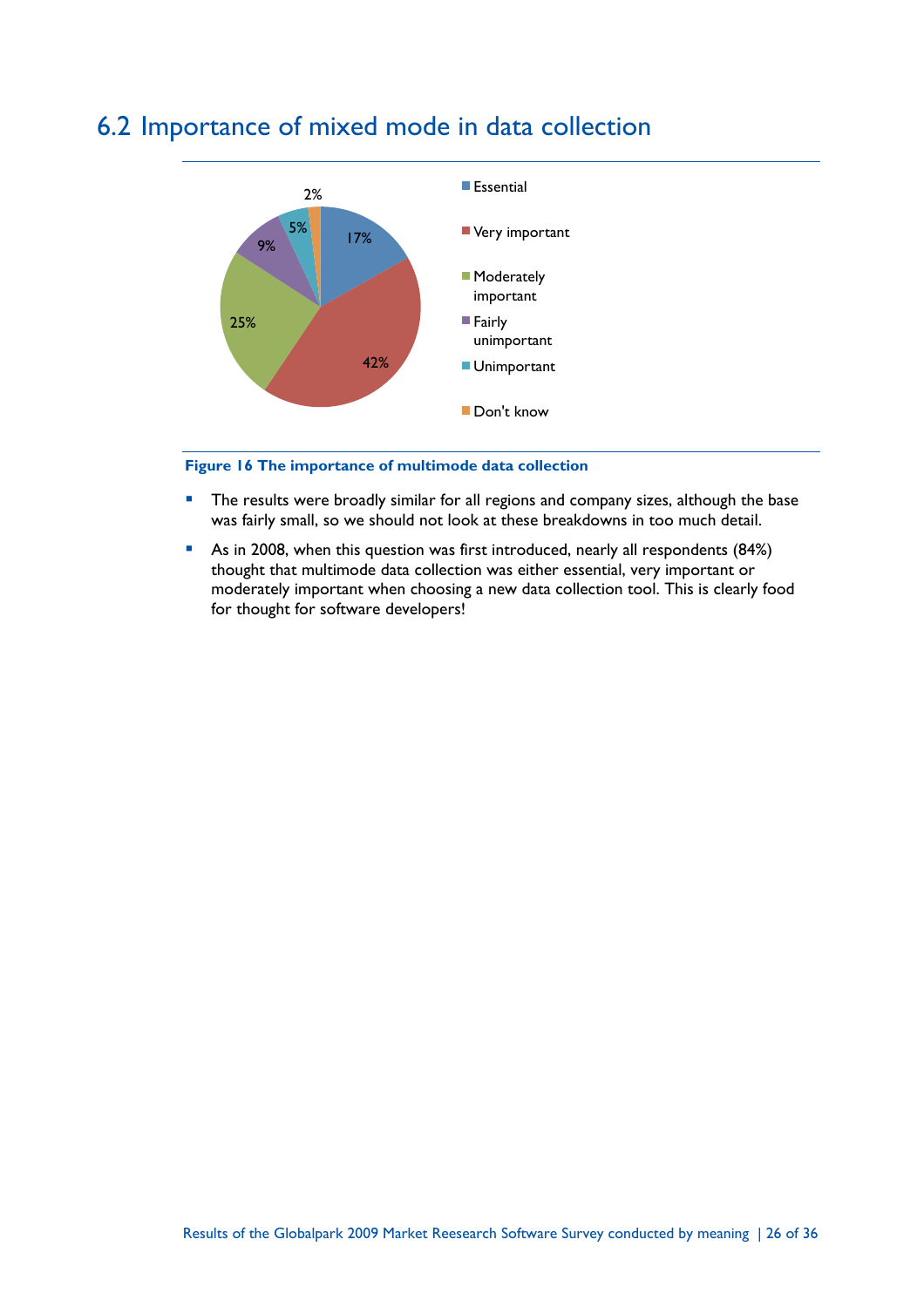## 6.2 Importance of mixed mode in data collection

**Figure 16 The importance of multimode data collection**

- The results were broadly similar for all regions and company sizes, although the base was fairly small, so we should not look at these breakdowns in too much detail.
- As in 2008, when this question was first introduced, nearly all respondents (84%) thought that multimode data collection was either essential, very important or moderately important when choosing a new data collection tool. This is clearly food for thought for software developers!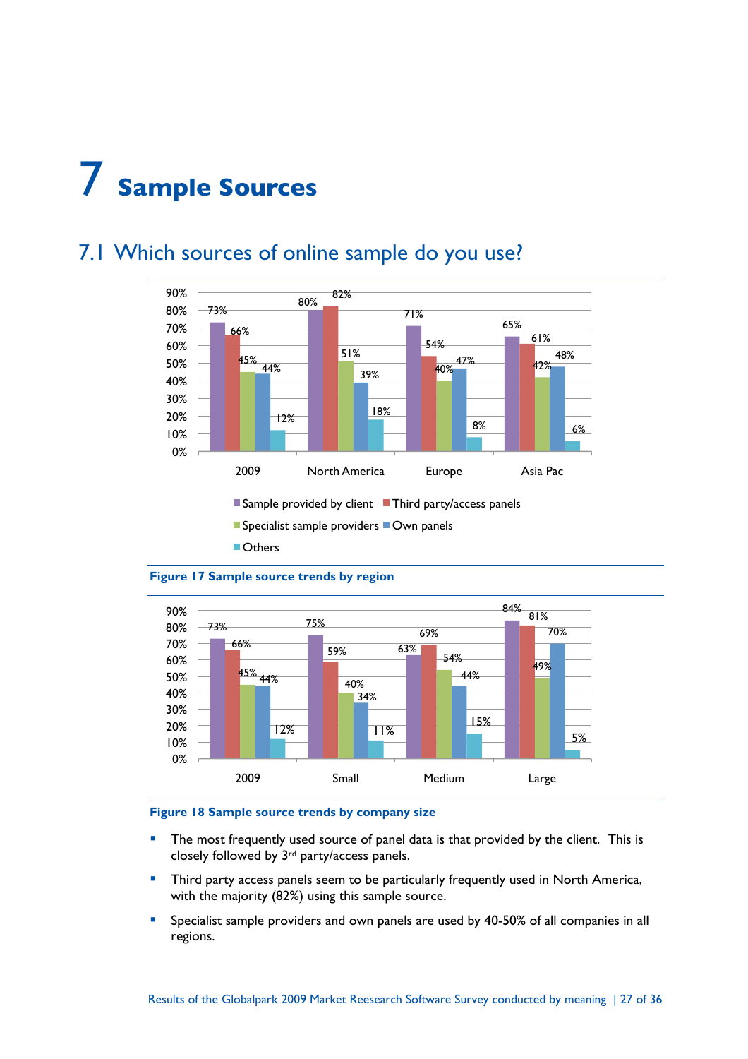# 7 Sample Sources

## 7.1 Which sources of online sample do you use?

| | Sample provided by client | Third party/access panels | Specialist sample providers | Own panels | Others |
|---|---|---|---|---|---|
| 2009 | 73% | 66% | 45% | 44% | 12% |
| North America | 80% | 82% | 51% | 39% | 18% |
| Europe | 71% | 54% | 40% | 47% | 8% |
| Asia Pac | 65% | 61% | 42% | 48% | 6% |

**Figure 17 Sample source trends by region**

| | Sample provided by client | Third party/access panels | Specialist sample providers | Own panels | Others |
|---|---|---|---|---|---|
| 2009 | 73% | 66% | 45% | 44% | 12% |
| Small | 75% | 59% | 40% | 34% | 11% |
| Medium | 63% | 69% | 54% | 44% | 15% |
| Large | 84% | 81% | 49% | 70% | 5% |

**Figure 18 Sample source trends by company size**

- The most frequently used source of panel data is that provided by the client. This is closely followed by 3rd party/access panels.
- Third party access panels seem to be particularly frequently used in North America, with the majority (82%) using this sample source.
- Specialist sample providers and own panels are used by 40-50% of all companies in all regions.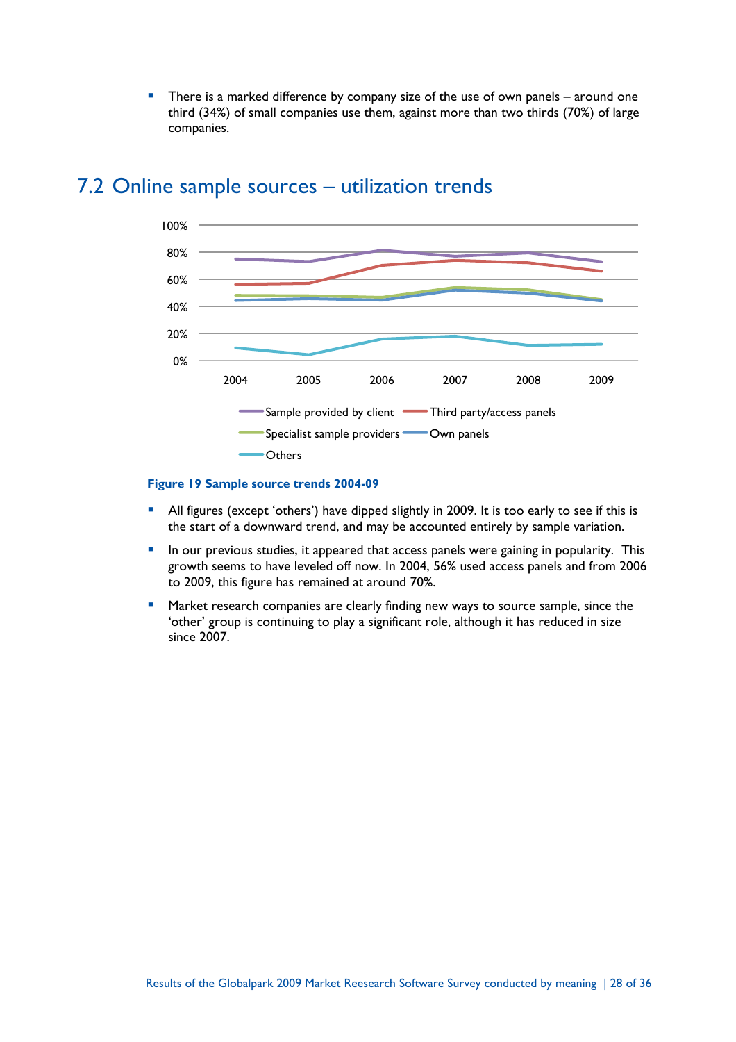- There is a marked difference by company size of the use of own panels – around one third (34%) of small companies use them, against more than two thirds (70%) of large companies.

## 7.2 Online sample sources – utilization trends

**Figure 19 Sample source trends 2004-09**

- All figures (except 'others') have dipped slightly in 2009. It is too early to see if this is the start of a downward trend, and may be accounted entirely by sample variation.
- In our previous studies, it appeared that access panels were gaining in popularity. This growth seems to have leveled off now. In 2004, 56% used access panels and from 2006 to 2009, this figure has remained at around 70%.
- Market research companies are clearly finding new ways to source sample, since the 'other' group is continuing to play a significant role, although it has reduced in size since 2007.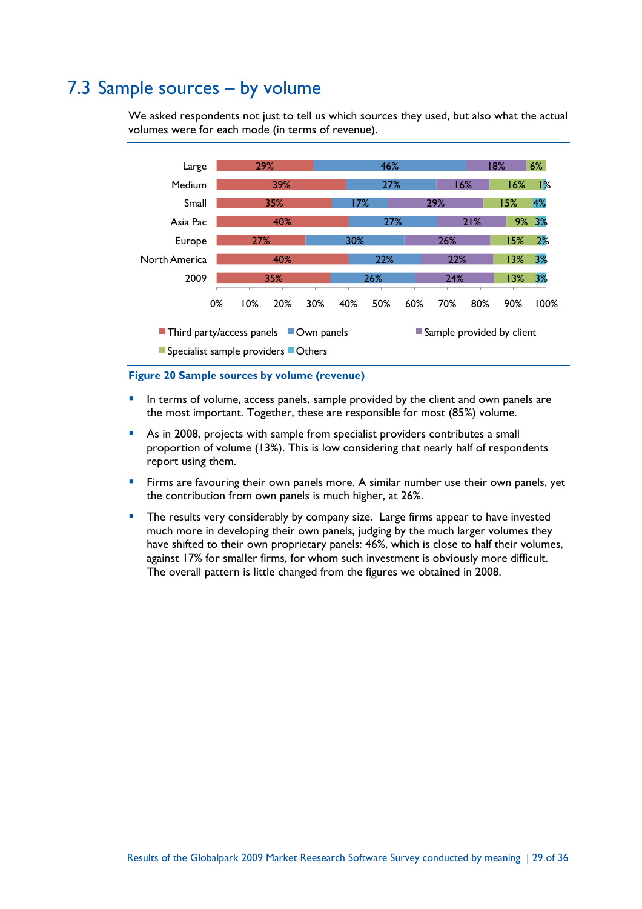## 7.3 Sample sources – by volume

We asked respondents not just to tell us which sources they used, but also what the actual volumes were for each mode (in terms of revenue).

| | Third party/access panels | Own panels | Sample provided by client | Specialist sample providers | Others |
|---|---|---|---|---|---|
| Large | 29% | 46% | 18% | 6% | |
| Medium | 39% | 27% | 16% | 16% | 1% |
| Small | 35% | 17% | 29% | 15% | 4% |
| Asia Pac | 40% | 27% | 21% | 9% | 3% |
| Europe | 27% | 30% | 26% | 15% | 2% |
| North America | 40% | 22% | 22% | 13% | 3% |
| 2009 | 35% | 26% | 24% | 13% | 3% |

**Figure 20 Sample sources by volume (revenue)**

- In terms of volume, access panels, sample provided by the client and own panels are the most important. Together, these are responsible for most (85%) volume.
- As in 2008, projects with sample from specialist providers contributes a small proportion of volume (13%). This is low considering that nearly half of respondents report using them.
- Firms are favouring their own panels more. A similar number use their own panels, yet the contribution from own panels is much higher, at 26%.
- The results very considerably by company size. Large firms appear to have invested much more in developing their own panels, judging by the much larger volumes they have shifted to their own proprietary panels: 46%, which is close to half their volumes, against 17% for smaller firms, for whom such investment is obviously more difficult. The overall pattern is little changed from the figures we obtained in 2008.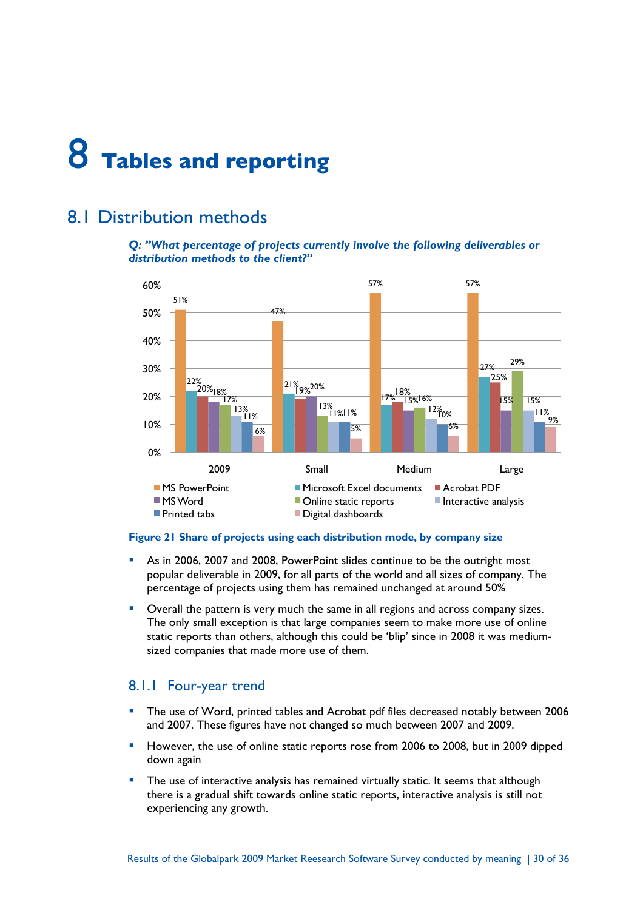# 8 Tables and reporting

## 8.1 Distribution methods

***Q: "What percentage of projects currently involve the following deliverables or distribution methods to the client?"***

| | 2009 | Small | Medium | Large |
|---|---|---|---|---|
| MS PowerPoint | 51% | 47% | 57% | 57% |
| Microsoft Excel documents | 22% | 21% | 17% | 27% |
| Acrobat PDF | 20% | 19% | 18% | 25% |
| MS Word | 18% | 20% | 15% | 15% |
| Online static reports | 17% | 13% | 16% | 29% |
| Interactive analysis | 13% | 11% | 12% | 15% |
| Printed tabs | 11% | 11% | 10% | 11% |
| Digital dashboards | 6% | 5% | 6% | 9% |

**Figure 21 Share of projects using each distribution mode, by company size**

- As in 2006, 2007 and 2008, PowerPoint slides continue to be the outright most popular deliverable in 2009, for all parts of the world and all sizes of company. The percentage of projects using them has remained unchanged at around 50%
- Overall the pattern is very much the same in all regions and across company sizes. The only small exception is that large companies seem to make more use of online static reports than others, although this could be 'blip' since in 2008 it was medium-sized companies that made more use of them.

### 8.1.1 Four-year trend

- The use of Word, printed tables and Acrobat pdf files decreased notably between 2006 and 2007. These figures have not changed so much between 2007 and 2009.
- However, the use of online static reports rose from 2006 to 2008, but in 2009 dipped down again
- The use of interactive analysis has remained virtually static. It seems that although there is a gradual shift towards online static reports, interactive analysis is still not experiencing any growth.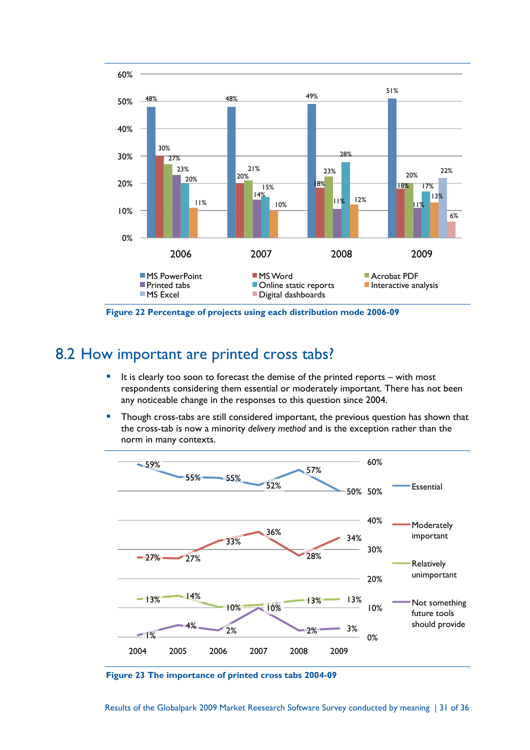| | 2006 | 2007 | 2008 | 2009 |
|---|---|---|---|---|
| MS PowerPoint | 48% | 48% | 49% | 51% |
| MS Word | 30% | 20% | 18% | 18% |
| Acrobat PDF | 27% | 21% | 23% | 20% |
| Printed tabs | 23% | 14% | 11% | 11% |
| Online static reports | 20% | 15% | 28% | 17% |
| Interactive analysis | 11% | 10% | 12% | 13% |
| MS Excel | | | | 22% |
| Digital dashboards | | | | 6% |

**Figure 22 Percentage of projects using each distribution mode 2006-09**

## 8.2 How important are printed cross tabs?

- It is clearly too soon to forecast the demise of the printed reports – with most respondents considering them essential or moderately important. There has not been any noticeable change in the responses to this question since 2004.
- Though cross-tabs are still considered important, the previous question has shown that the cross-tab is now a minority *delivery method* and is the exception rather than the norm in many contexts.

| | 2004 | 2005 | 2006 | 2007 | 2008 | 2009 |
|---|---|---|---|---|---|---|
| Essential | 59% | 55% | 55% | 52% | 57% | 50% |
| Moderately important | 27% | 27% | 33% | 36% | 28% | 34% |
| Relatively unimportant | 13% | 14% | 10% | 10% | 13% | 13% |
| Not something future tools should provide | 1% | 4% | 2% | 10% | 2% | 3% |

**Figure 23 The importance of printed cross tabs 2004-09**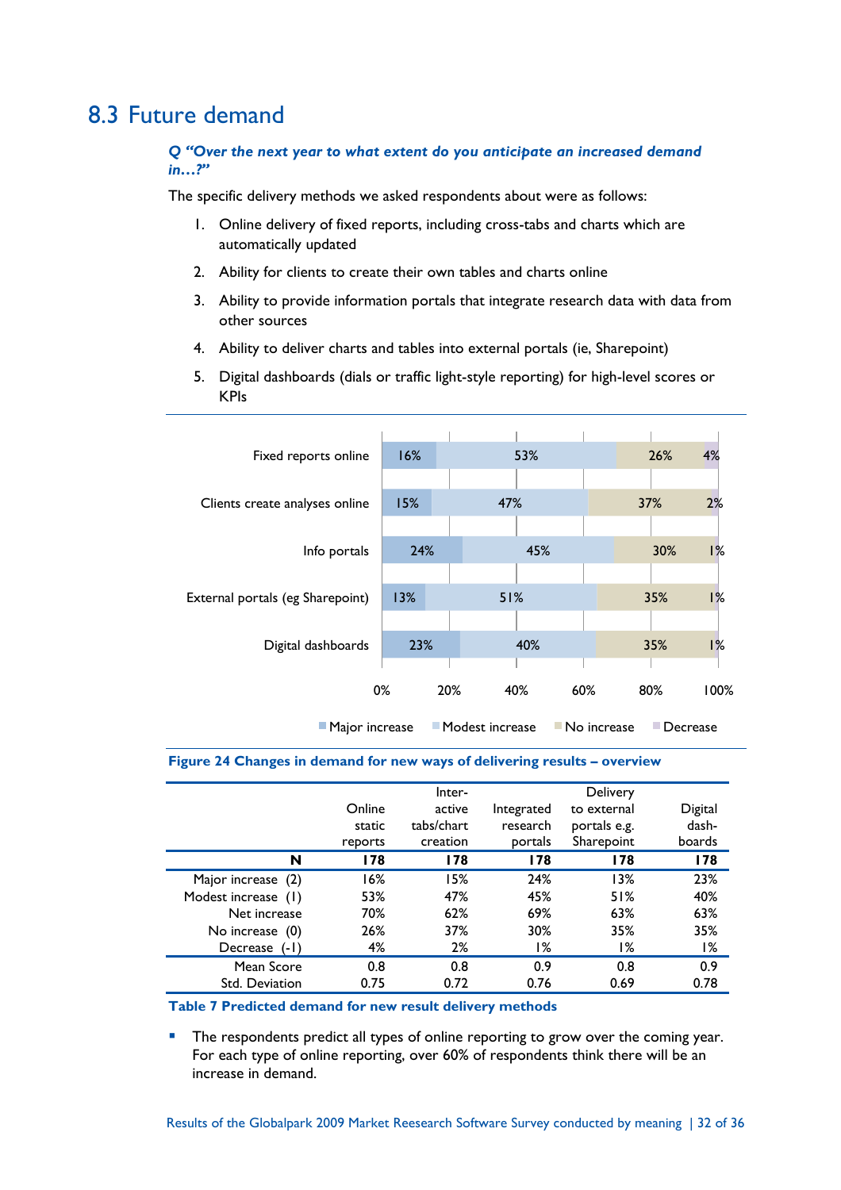## 8.3 Future demand

***Q "Over the next year to what extent do you anticipate an increased demand in…?"***

The specific delivery methods we asked respondents about were as follows:

1. Online delivery of fixed reports, including cross-tabs and charts which are automatically updated
2. Ability for clients to create their own tables and charts online
3. Ability to provide information portals that integrate research data with data from other sources
4. Ability to deliver charts and tables into external portals (ie, Sharepoint)
5. Digital dashboards (dials or traffic light-style reporting) for high-level scores or KPIs

| | Major increase | Modest increase | No increase | Decrease |
|---|---|---|---|---|
| Fixed reports online | 16% | 53% | 26% | 4% |
| Clients create analyses online | 15% | 47% | 37% | 2% |
| Info portals | 24% | 45% | 30% | 1% |
| External portals (eg Sharepoint) | 13% | 51% | 35% | 1% |
| Digital dashboards | 23% | 40% | 35% | 1% |

**Figure 24 Changes in demand for new ways of delivering results – overview**

| | Online static reports | Inter-active tabs/chart creation | Integrated research portals | Delivery to external portals e.g. Sharepoint | Digital dash-boards |
|---|---|---|---|---|---|
| **N** | **178** | **178** | **178** | **178** | **178** |
| Major increase (2) | 16% | 15% | 24% | 13% | 23% |
| Modest increase (1) | 53% | 47% | 45% | 51% | 40% |
| Net increase | 70% | 62% | 69% | 63% | 63% |
| No increase (0) | 26% | 37% | 30% | 35% | 35% |
| Decrease (-1) | 4% | 2% | 1% | 1% | 1% |
| Mean Score | 0.8 | 0.8 | 0.9 | 0.8 | 0.9 |
| Std. Deviation | 0.75 | 0.72 | 0.76 | 0.69 | 0.78 |

**Table 7 Predicted demand for new result delivery methods**

- The respondents predict all types of online reporting to grow over the coming year. For each type of online reporting, over 60% of respondents think there will be an increase in demand.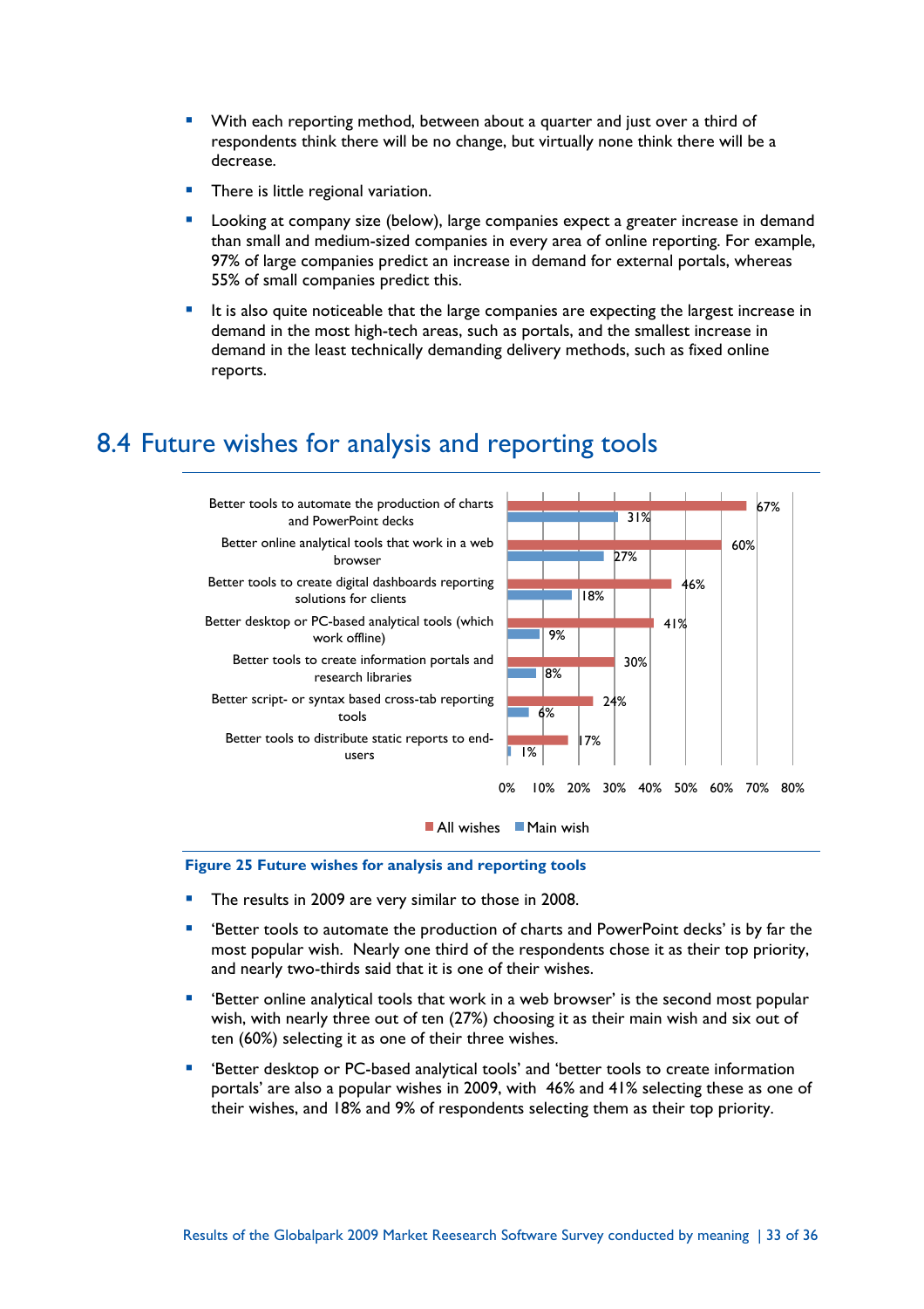- With each reporting method, between about a quarter and just over a third of respondents think there will be no change, but virtually none think there will be a decrease.
- There is little regional variation.
- Looking at company size (below), large companies expect a greater increase in demand than small and medium-sized companies in every area of online reporting. For example, 97% of large companies predict an increase in demand for external portals, whereas 55% of small companies predict this.
- It is also quite noticeable that the large companies are expecting the largest increase in demand in the most high-tech areas, such as portals, and the smallest increase in demand in the least technically demanding delivery methods, such as fixed online reports.

## 8.4 Future wishes for analysis and reporting tools

| | All wishes | Main wish |
|---|---|---|
| Better tools to automate the production of charts and PowerPoint decks | 67% | 31% |
| Better online analytical tools that work in a web browser | 60% | 27% |
| Better tools to create digital dashboards reporting solutions for clients | 46% | 18% |
| Better desktop or PC-based analytical tools (which work offline) | 41% | 9% |
| Better tools to create information portals and research libraries | 30% | 8% |
| Better script- or syntax based cross-tab reporting tools | 24% | 6% |
| Better tools to distribute static reports to end-users | 17% | 1% |

**Figure 25 Future wishes for analysis and reporting tools**

- The results in 2009 are very similar to those in 2008.
- 'Better tools to automate the production of charts and PowerPoint decks' is by far the most popular wish. Nearly one third of the respondents chose it as their top priority, and nearly two-thirds said that it is one of their wishes.
- 'Better online analytical tools that work in a web browser' is the second most popular wish, with nearly three out of ten (27%) choosing it as their main wish and six out of ten (60%) selecting it as one of their three wishes.
- 'Better desktop or PC-based analytical tools' and 'better tools to create information portals' are also a popular wishes in 2009, with 46% and 41% selecting these as one of their wishes, and 18% and 9% of respondents selecting them as their top priority.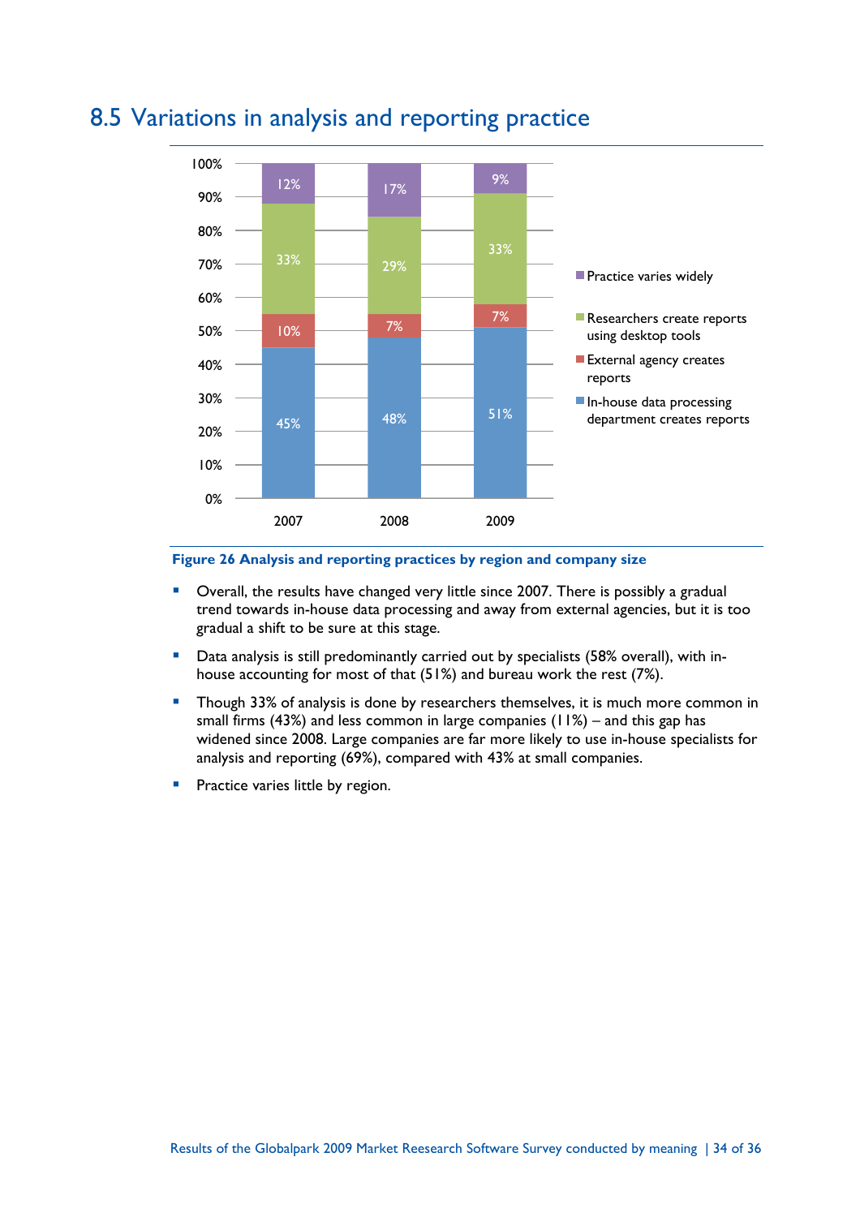## 8.5 Variations in analysis and reporting practice

| | 2007 | 2008 | 2009 |
|---|---|---|---|
| Practice varies widely | 12% | 17% | 9% |
| Researchers create reports using desktop tools | 33% | 29% | 33% |
| External agency creates reports | 10% | 7% | 7% |
| In-house data processing department creates reports | 45% | 48% | 51% |

**Figure 26 Analysis and reporting practices by region and company size**

- Overall, the results have changed very little since 2007. There is possibly a gradual trend towards in-house data processing and away from external agencies, but it is too gradual a shift to be sure at this stage.
- Data analysis is still predominantly carried out by specialists (58% overall), with in-house accounting for most of that (51%) and bureau work the rest (7%).
- Though 33% of analysis is done by researchers themselves, it is much more common in small firms (43%) and less common in large companies (11%) – and this gap has widened since 2008. Large companies are far more likely to use in-house specialists for analysis and reporting (69%), compared with 43% at small companies.
- Practice varies little by region.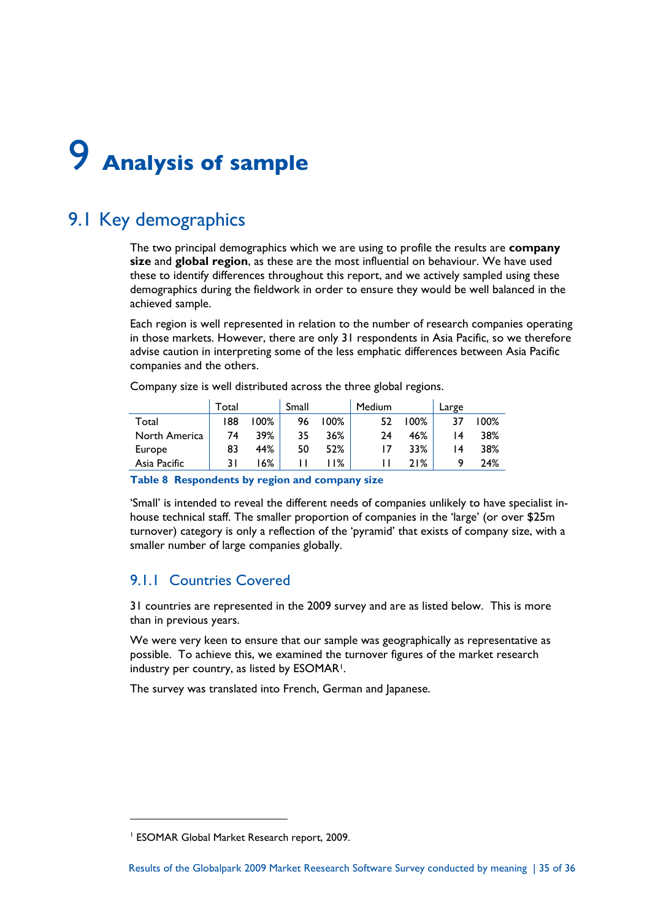# 9 Analysis of sample

## 9.1 Key demographics

The two principal demographics which we are using to profile the results are **company size** and **global region**, as these are the most influential on behaviour. We have used these to identify differences throughout this report, and we actively sampled using these demographics during the fieldwork in order to ensure they would be well balanced in the achieved sample.

Each region is well represented in relation to the number of research companies operating in those markets. However, there are only 31 respondents in Asia Pacific, so we therefore advise caution in interpreting some of the less emphatic differences between Asia Pacific companies and the others.

Company size is well distributed across the three global regions.

| | Total | | Small | | Medium | | Large | |
|---|---|---|---|---|---|---|---|---|
| Total | 188 | 100% | 96 | 100% | 52 | 100% | 37 | 100% |
| North America | 74 | 39% | 35 | 36% | 24 | 46% | 14 | 38% |
| Europe | 83 | 44% | 50 | 52% | 17 | 33% | 14 | 38% |
| Asia Pacific | 31 | 16% | 11 | 11% | 11 | 21% | 9 | 24% |

**Table 8 Respondents by region and company size**

'Small' is intended to reveal the different needs of companies unlikely to have specialist in-house technical staff. The smaller proportion of companies in the 'large' (or over $25m turnover) category is only a reflection of the 'pyramid' that exists of company size, with a smaller number of large companies globally.

### 9.1.1 Countries Covered

31 countries are represented in the 2009 survey and are as listed below. This is more than in previous years.

We were very keen to ensure that our sample was geographically as representative as possible. To achieve this, we examined the turnover figures of the market research industry per country, as listed by ESOMAR[1].

The survey was translated into French, German and Japanese.

[1] ESOMAR Global Market Research report, 2009.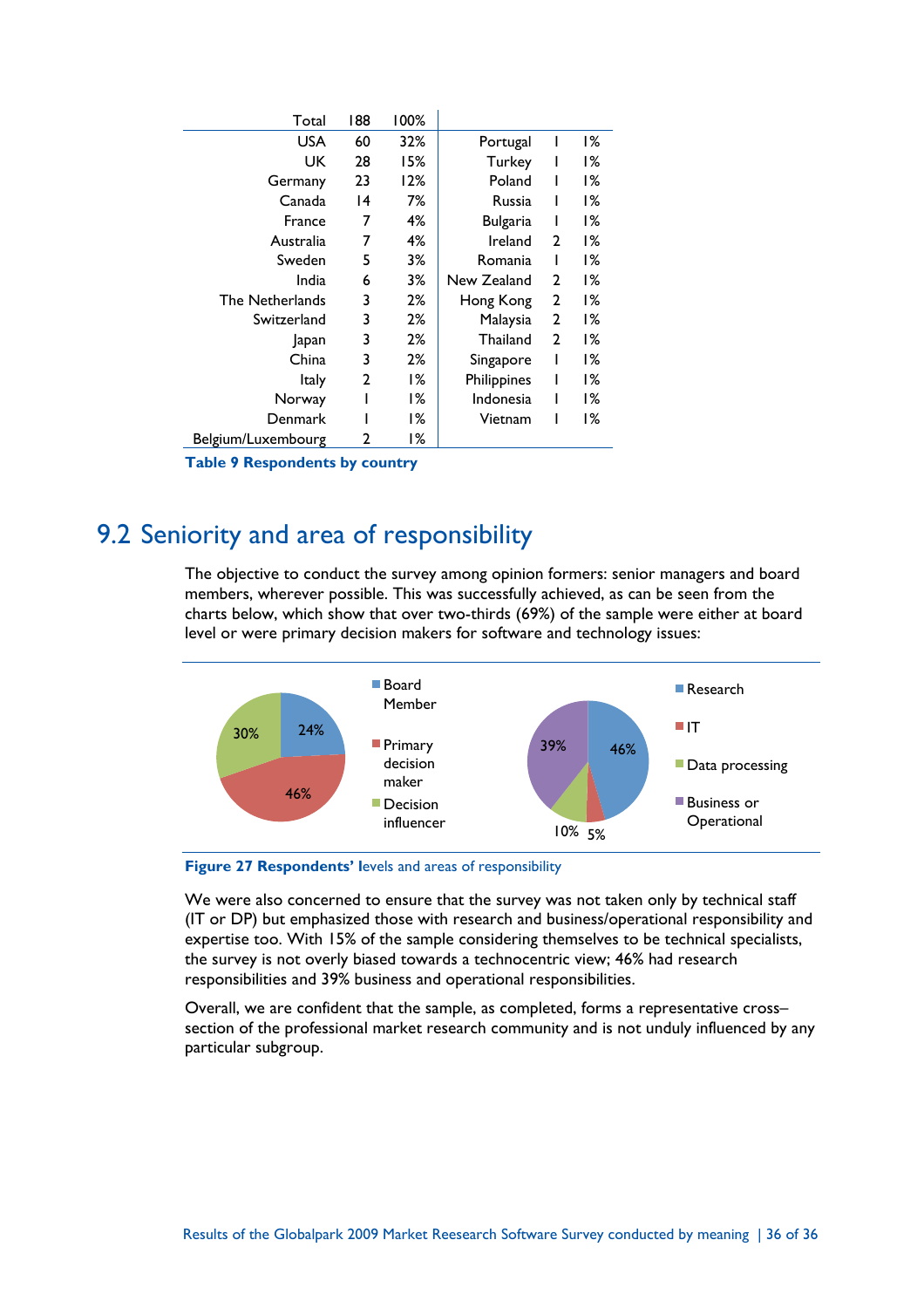| | | | | | |
|---|---|---|---|---|---|
| Total | 188 | 100% | | | |
| USA | 60 | 32% | Portugal | 1 | 1% |
| UK | 28 | 15% | Turkey | 1 | 1% |
| Germany | 23 | 12% | Poland | 1 | 1% |
| Canada | 14 | 7% | Russia | 1 | 1% |
| France | 7 | 4% | Bulgaria | 1 | 1% |
| Australia | 7 | 4% | Ireland | 2 | 1% |
| Sweden | 5 | 3% | Romania | 1 | 1% |
| India | 6 | 3% | New Zealand | 2 | 1% |
| The Netherlands | 3 | 2% | Hong Kong | 2 | 1% |
| Switzerland | 3 | 2% | Malaysia | 2 | 1% |
| Japan | 3 | 2% | Thailand | 2 | 1% |
| China | 3 | 2% | Singapore | 1 | 1% |
| Italy | 2 | 1% | Philippines | 1 | 1% |
| Norway | 1 | 1% | Indonesia | 1 | 1% |
| Denmark | 1 | 1% | Vietnam | 1 | 1% |
| Belgium/Luxembourg | 2 | 1% | | | |

**Table 9 Respondents by country**

## 9.2 Seniority and area of responsibility

The objective to conduct the survey among opinion formers: senior managers and board members, wherever possible. This was successfully achieved, as can be seen from the charts below, which show that over two-thirds (69%) of the sample were either at board level or were primary decision makers for software and technology issues:

24%
46%
30%

Board Member
Primary decision maker
Decision influencer

46%
5%
10%
39%

Research
IT
Data processing
Business or Operational

**Figure 27 Respondents' l**evels and areas of responsibility

We were also concerned to ensure that the survey was not taken only by technical staff (IT or DP) but emphasized those with research and business/operational responsibility and expertise too. With 15% of the sample considering themselves to be technical specialists, the survey is not overly biased towards a technocentric view; 46% had research responsibilities and 39% business and operational responsibilities.

Overall, we are confident that the sample, as completed, forms a representative cross–section of the professional market research community and is not unduly influenced by any particular subgroup.